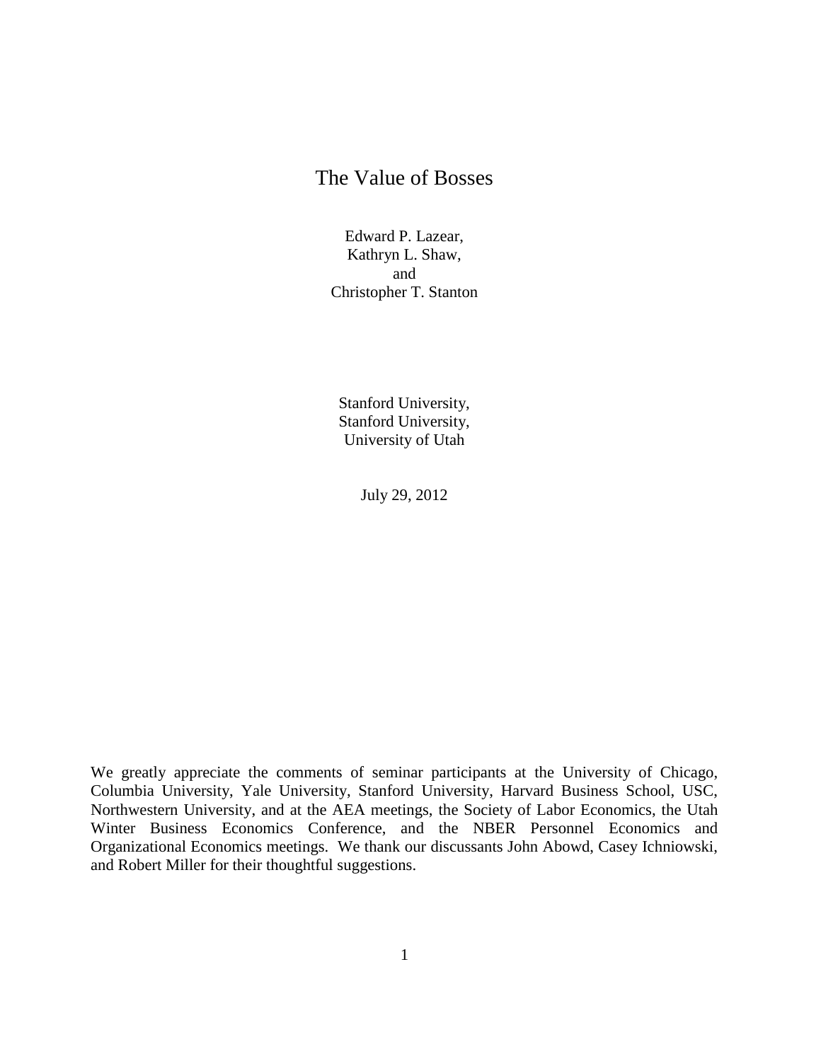# The Value of Bosses

Edward P. Lazear,  
Kathryn L. Shaw,  
and  
Christopher T. Stanton

Stanford University,  
Stanford University,  
University of Utah

July 29, 2012

We greatly appreciate the comments of seminar participants at the University of Chicago, Columbia University, Yale University, Stanford University, Harvard Business School, USC, Northwestern University, and at the AEA meetings, the Society of Labor Economics, the Utah Winter Business Economics Conference, and the NBER Personnel Economics and Organizational Economics meetings. We thank our discussants John Abowd, Casey Ichniowski, and Robert Miller for their thoughtful suggestions.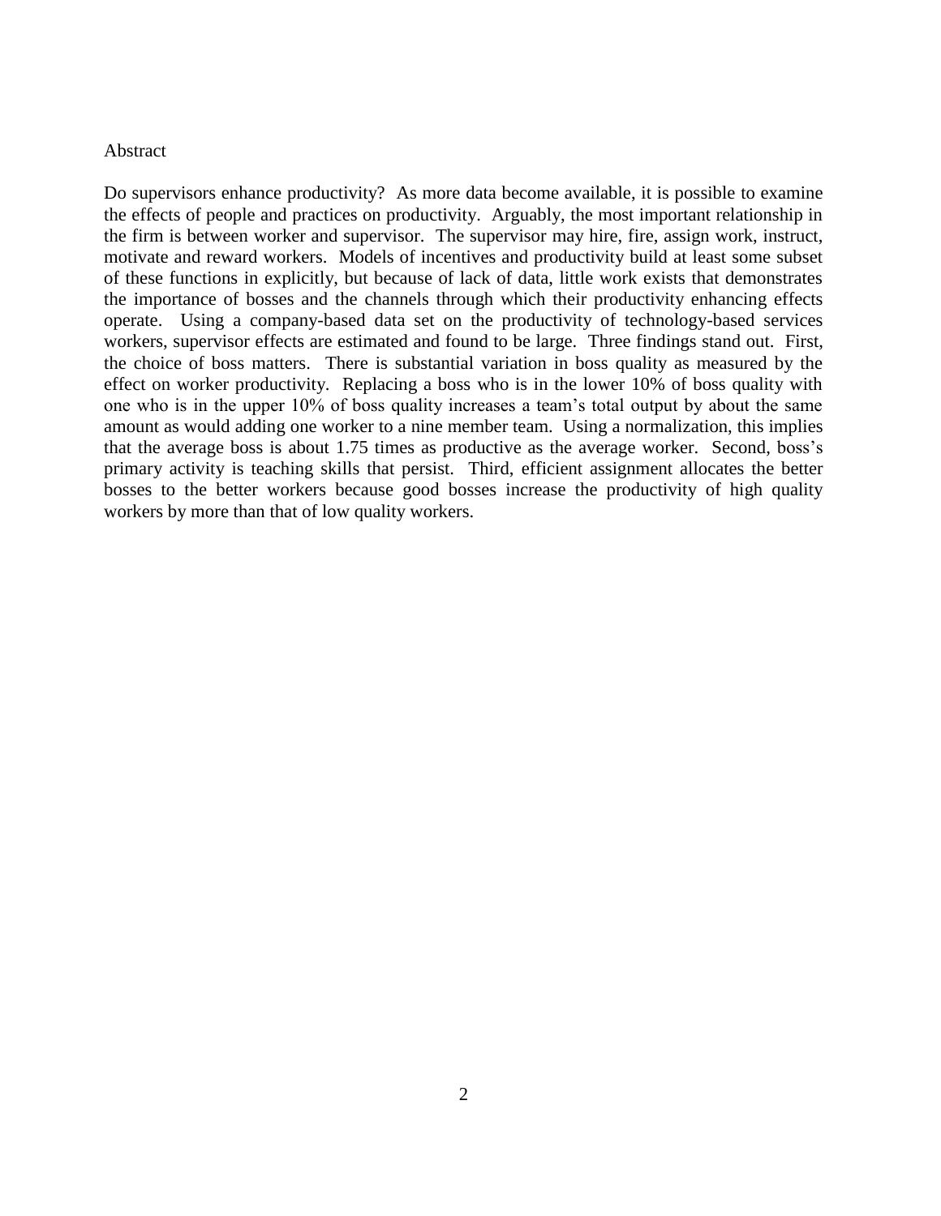Abstract

Do supervisors enhance productivity? As more data become available, it is possible to examine the effects of people and practices on productivity. Arguably, the most important relationship in the firm is between worker and supervisor. The supervisor may hire, fire, assign work, instruct, motivate and reward workers. Models of incentives and productivity build at least some subset of these functions in explicitly, but because of lack of data, little work exists that demonstrates the importance of bosses and the channels through which their productivity enhancing effects operate. Using a company-based data set on the productivity of technology-based services workers, supervisor effects are estimated and found to be large. Three findings stand out. First, the choice of boss matters. There is substantial variation in boss quality as measured by the effect on worker productivity. Replacing a boss who is in the lower 10% of boss quality with one who is in the upper 10% of boss quality increases a team's total output by about the same amount as would adding one worker to a nine member team. Using a normalization, this implies that the average boss is about 1.75 times as productive as the average worker. Second, boss's primary activity is teaching skills that persist. Third, efficient assignment allocates the better bosses to the better workers because good bosses increase the productivity of high quality workers by more than that of low quality workers.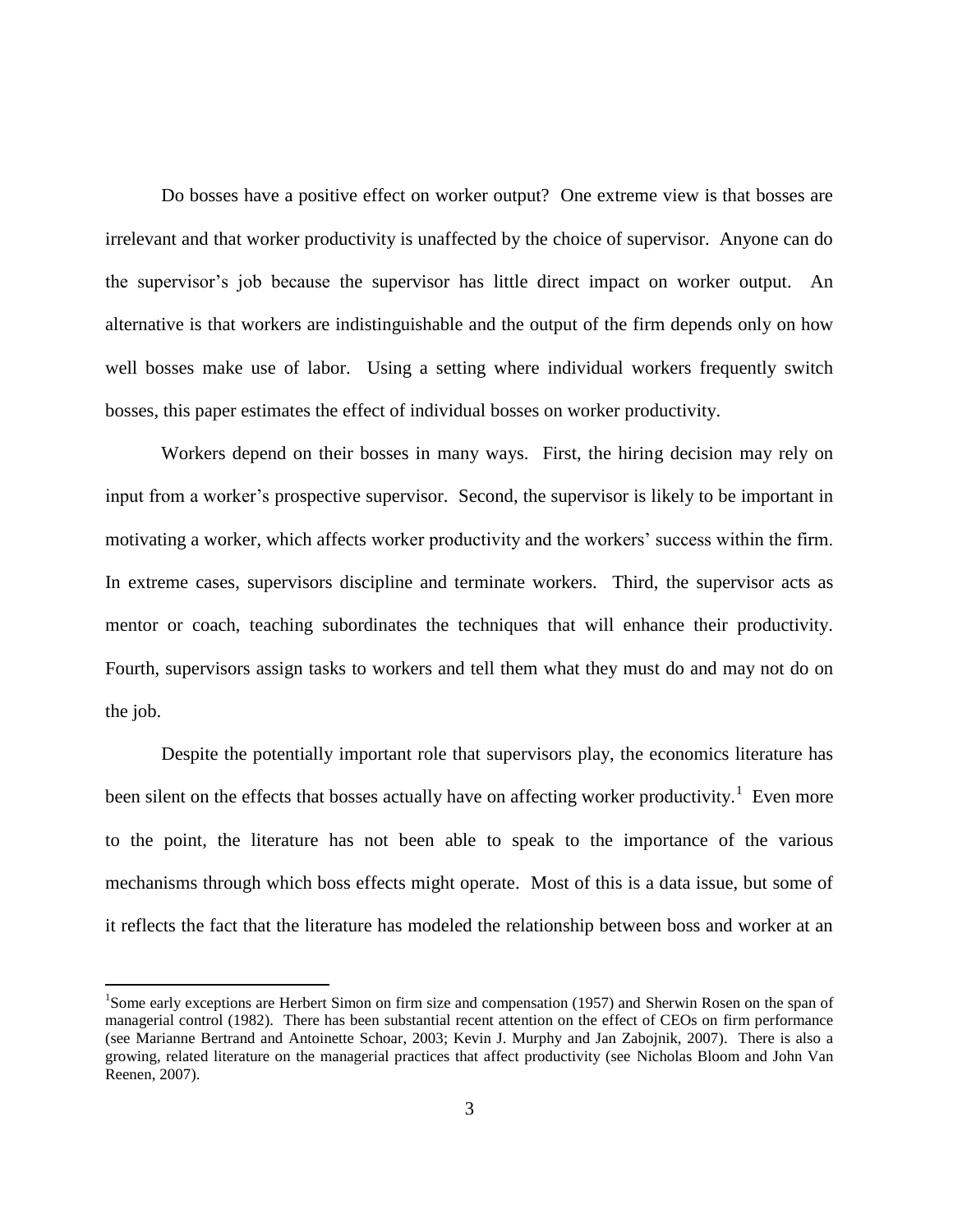Do bosses have a positive effect on worker output? One extreme view is that bosses are irrelevant and that worker productivity is unaffected by the choice of supervisor. Anyone can do the supervisor's job because the supervisor has little direct impact on worker output. An alternative is that workers are indistinguishable and the output of the firm depends only on how well bosses make use of labor. Using a setting where individual workers frequently switch bosses, this paper estimates the effect of individual bosses on worker productivity.

Workers depend on their bosses in many ways. First, the hiring decision may rely on input from a worker's prospective supervisor. Second, the supervisor is likely to be important in motivating a worker, which affects worker productivity and the workers' success within the firm. In extreme cases, supervisors discipline and terminate workers. Third, the supervisor acts as mentor or coach, teaching subordinates the techniques that will enhance their productivity. Fourth, supervisors assign tasks to workers and tell them what they must do and may not do on the job.

Despite the potentially important role that supervisors play, the economics literature has been silent on the effects that bosses actually have on affecting worker productivity.[1] Even more to the point, the literature has not been able to speak to the importance of the various mechanisms through which boss effects might operate. Most of this is a data issue, but some of it reflects the fact that the literature has modeled the relationship between boss and worker at an

[1]Some early exceptions are Herbert Simon on firm size and compensation (1957) and Sherwin Rosen on the span of managerial control (1982). There has been substantial recent attention on the effect of CEOs on firm performance (see Marianne Bertrand and Antoinette Schoar, 2003; Kevin J. Murphy and Jan Zabojnik, 2007). There is also a growing, related literature on the managerial practices that affect productivity (see Nicholas Bloom and John Van Reenen, 2007).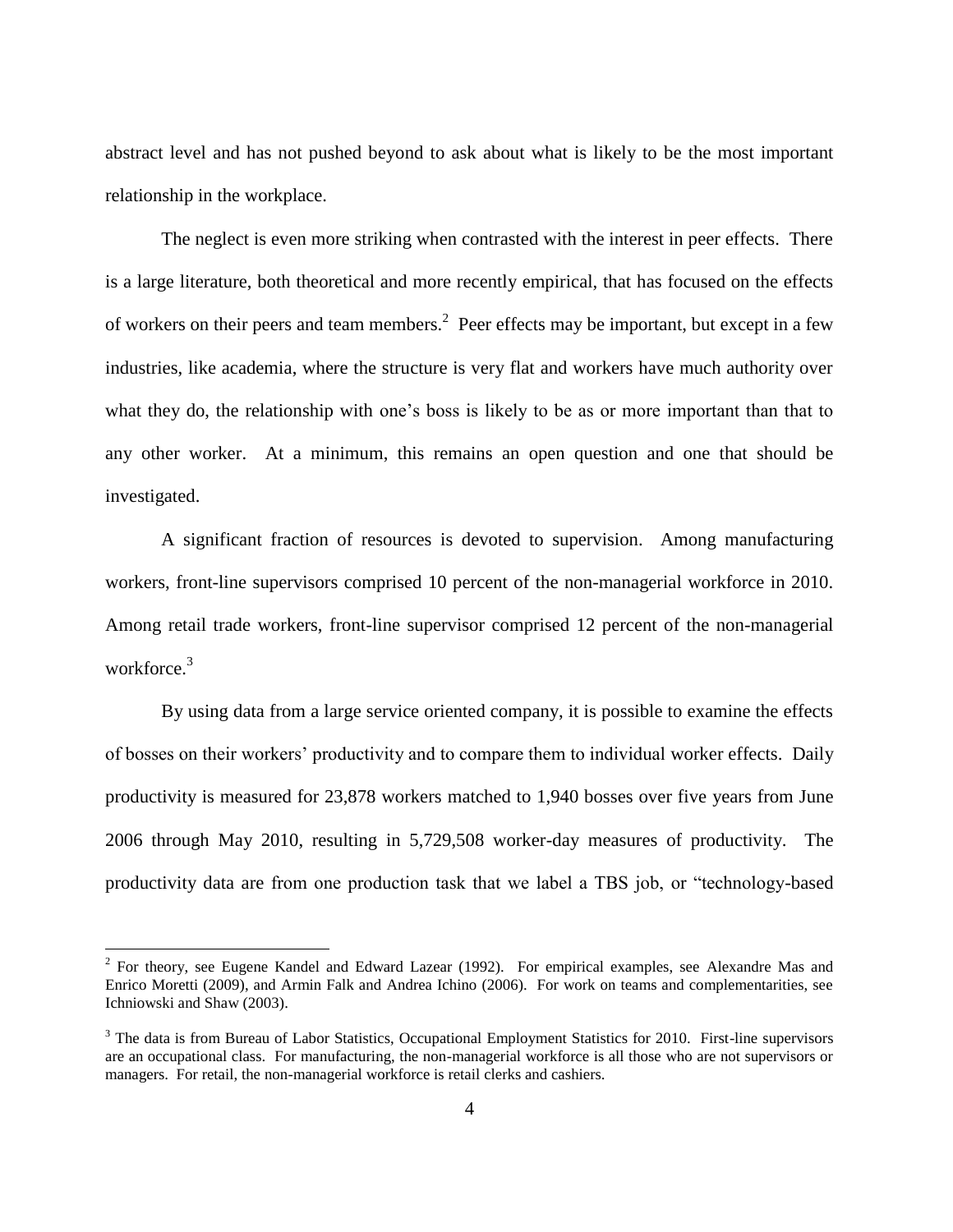abstract level and has not pushed beyond to ask about what is likely to be the most important relationship in the workplace.

The neglect is even more striking when contrasted with the interest in peer effects. There is a large literature, both theoretical and more recently empirical, that has focused on the effects of workers on their peers and team members.[2] Peer effects may be important, but except in a few industries, like academia, where the structure is very flat and workers have much authority over what they do, the relationship with one's boss is likely to be as or more important than that to any other worker. At a minimum, this remains an open question and one that should be investigated.

A significant fraction of resources is devoted to supervision. Among manufacturing workers, front-line supervisors comprised 10 percent of the non-managerial workforce in 2010. Among retail trade workers, front-line supervisor comprised 12 percent of the non-managerial workforce.[3]

By using data from a large service oriented company, it is possible to examine the effects of bosses on their workers' productivity and to compare them to individual worker effects. Daily productivity is measured for 23,878 workers matched to 1,940 bosses over five years from June 2006 through May 2010, resulting in 5,729,508 worker-day measures of productivity. The productivity data are from one production task that we label a TBS job, or "technology-based

[2] For theory, see Eugene Kandel and Edward Lazear (1992). For empirical examples, see Alexandre Mas and Enrico Moretti (2009), and Armin Falk and Andrea Ichino (2006). For work on teams and complementarities, see Ichniowski and Shaw (2003).

[3] The data is from Bureau of Labor Statistics, Occupational Employment Statistics for 2010. First-line supervisors are an occupational class. For manufacturing, the non-managerial workforce is all those who are not supervisors or managers. For retail, the non-managerial workforce is retail clerks and cashiers.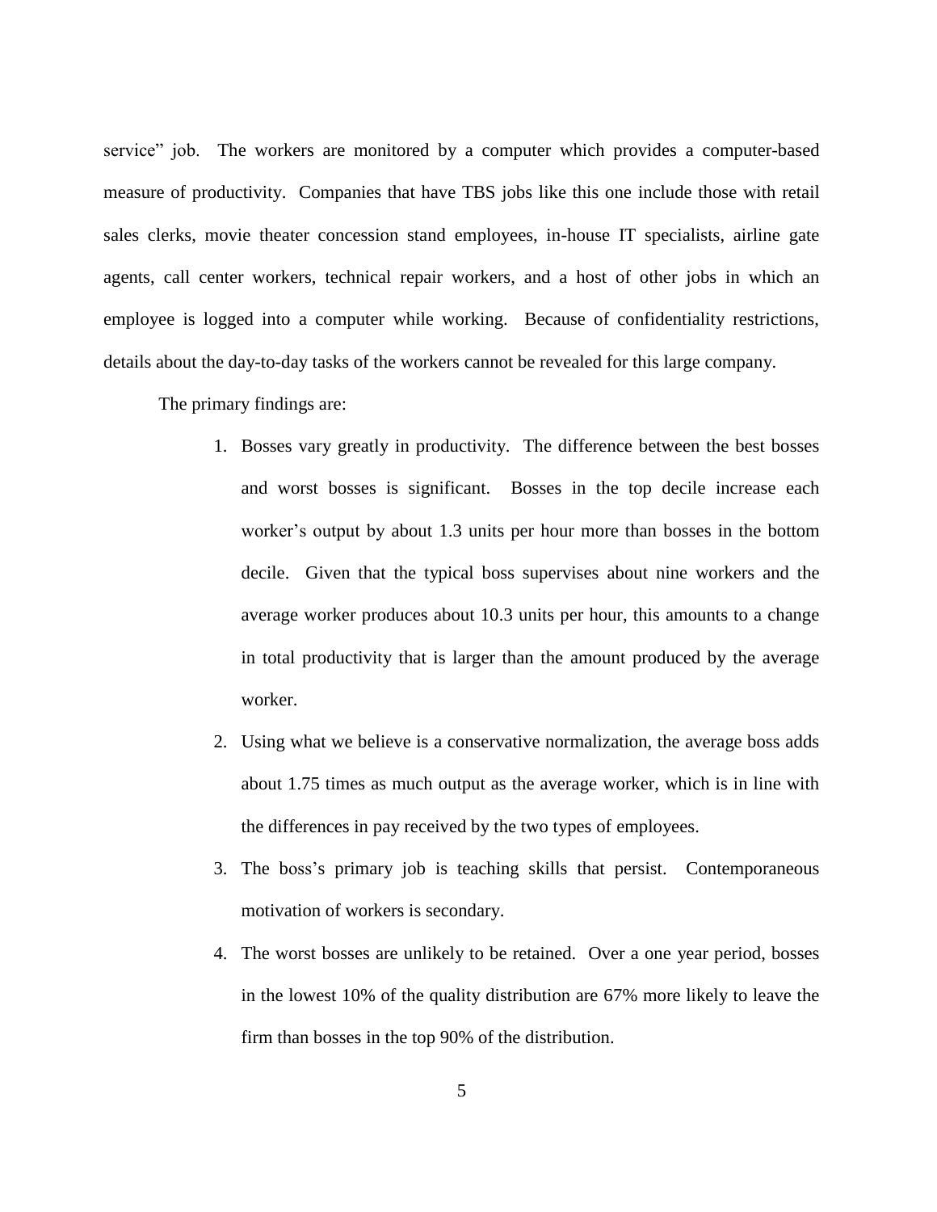service" job. The workers are monitored by a computer which provides a computer-based measure of productivity. Companies that have TBS jobs like this one include those with retail sales clerks, movie theater concession stand employees, in-house IT specialists, airline gate agents, call center workers, technical repair workers, and a host of other jobs in which an employee is logged into a computer while working. Because of confidentiality restrictions, details about the day-to-day tasks of the workers cannot be revealed for this large company.

The primary findings are:

1. Bosses vary greatly in productivity. The difference between the best bosses and worst bosses is significant. Bosses in the top decile increase each worker's output by about 1.3 units per hour more than bosses in the bottom decile. Given that the typical boss supervises about nine workers and the average worker produces about 10.3 units per hour, this amounts to a change in total productivity that is larger than the amount produced by the average worker.
2. Using what we believe is a conservative normalization, the average boss adds about 1.75 times as much output as the average worker, which is in line with the differences in pay received by the two types of employees.
3. The boss's primary job is teaching skills that persist. Contemporaneous motivation of workers is secondary.
4. The worst bosses are unlikely to be retained. Over a one year period, bosses in the lowest 10% of the quality distribution are 67% more likely to leave the firm than bosses in the top 90% of the distribution.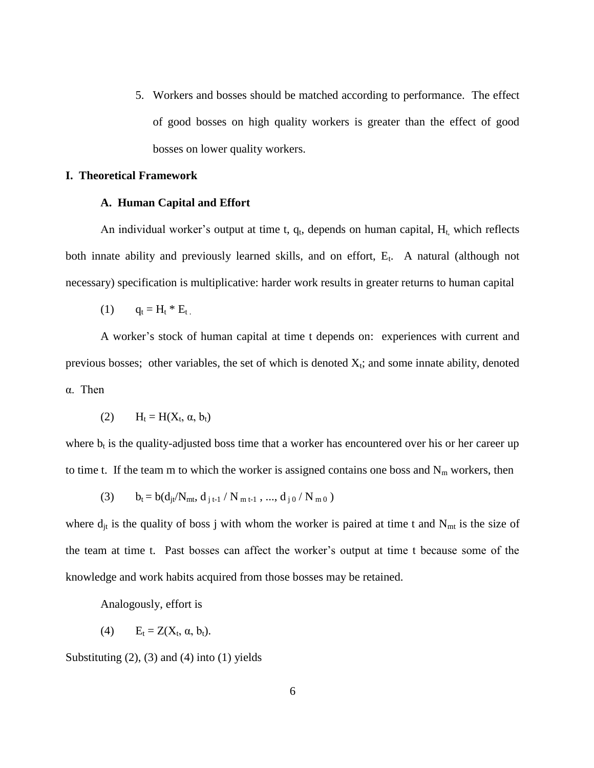5. Workers and bosses should be matched according to performance. The effect of good bosses on high quality workers is greater than the effect of good bosses on lower quality workers.

## I. Theoretical Framework

### A. Human Capital and Effort

An individual worker's output at time t, $q_t$, depends on human capital, $H_t$, which reflects both innate ability and previously learned skills, and on effort, $E_t$. A natural (although not necessary) specification is multiplicative: harder work results in greater returns to human capital

$$q_t = H_t * E_t \, . \tag{1}$$

A worker's stock of human capital at time t depends on: experiences with current and previous bosses; other variables, the set of which is denoted $X_t$; and some innate ability, denoted α. Then

$$H_t = H(X_t, \alpha, b_t) \tag{2}$$

where $b_t$ is the quality-adjusted boss time that a worker has encountered over his or her career up to time t. If the team m to which the worker is assigned contains one boss and $N_m$ workers, then

$$b_t = b(d_{jt}/N_{mt}, d_{j\,t-1} / N_{m\,t-1}, ..., d_{j\,0} / N_{m\,0}) \tag{3}$$

where $d_{jt}$ is the quality of boss j with whom the worker is paired at time t and $N_{mt}$ is the size of the team at time t. Past bosses can affect the worker's output at time t because some of the knowledge and work habits acquired from those bosses may be retained.

Analogously, effort is

$$E_t = Z(X_t, \alpha, b_t). \tag{4}$$

Substituting (2), (3) and (4) into (1) yields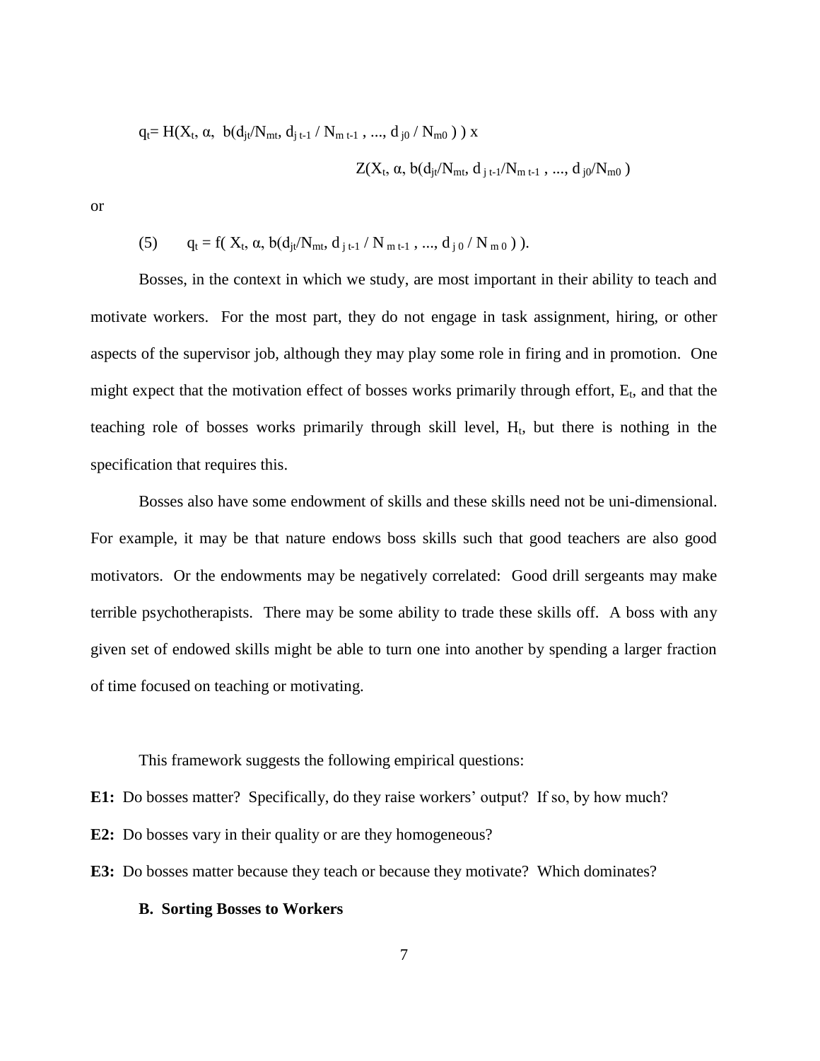$$q_t = H(X_t, \alpha, b(d_{jt}/N_{mt}, d_{j\,t-1} / N_{m\,t-1}, ..., d_{j0} / N_{m0})) \times Z(X_t, \alpha, b(d_{jt}/N_{mt}, d_{j\,t-1}/N_{m\,t-1}, ..., d_{j0}/N_{m0})$$

or

$$(5) \qquad q_t = f( X_t, \alpha, b(d_{jt}/N_{mt}, d_{j\,t-1} / N_{m\,t-1}, ..., d_{j\,0} / N_{m\,0} ) ).$$

Bosses, in the context in which we study, are most important in their ability to teach and motivate workers. For the most part, they do not engage in task assignment, hiring, or other aspects of the supervisor job, although they may play some role in firing and in promotion. One might expect that the motivation effect of bosses works primarily through effort, $E_t$, and that the teaching role of bosses works primarily through skill level, $H_t$, but there is nothing in the specification that requires this.

Bosses also have some endowment of skills and these skills need not be uni-dimensional. For example, it may be that nature endows boss skills such that good teachers are also good motivators. Or the endowments may be negatively correlated: Good drill sergeants may make terrible psychotherapists. There may be some ability to trade these skills off. A boss with any given set of endowed skills might be able to turn one into another by spending a larger fraction of time focused on teaching or motivating.

This framework suggests the following empirical questions:

**E1:** Do bosses matter? Specifically, do they raise workers' output? If so, by how much?

**E2:** Do bosses vary in their quality or are they homogeneous?

**E3:** Do bosses matter because they teach or because they motivate? Which dominates?

### B. Sorting Bosses to Workers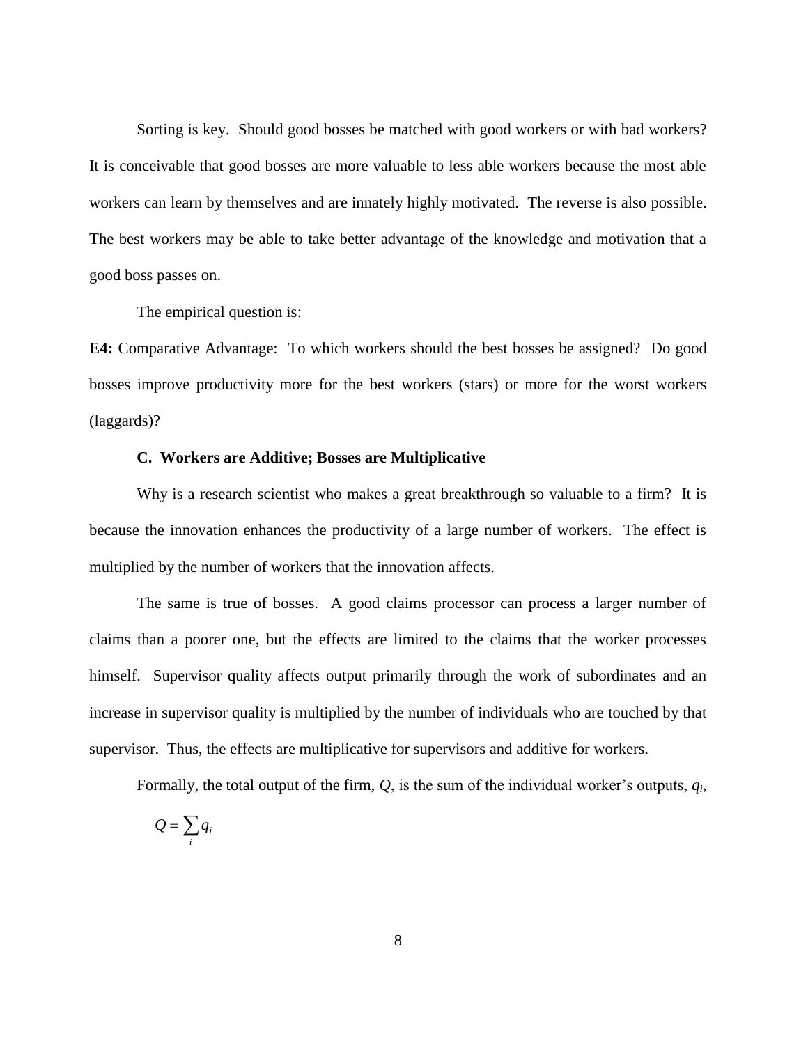Sorting is key. Should good bosses be matched with good workers or with bad workers? It is conceivable that good bosses are more valuable to less able workers because the most able workers can learn by themselves and are innately highly motivated. The reverse is also possible. The best workers may be able to take better advantage of the knowledge and motivation that a good boss passes on.

The empirical question is:

**E4:** Comparative Advantage: To which workers should the best bosses be assigned? Do good bosses improve productivity more for the best workers (stars) or more for the worst workers (laggards)?

### C. Workers are Additive; Bosses are Multiplicative

Why is a research scientist who makes a great breakthrough so valuable to a firm? It is because the innovation enhances the productivity of a large number of workers. The effect is multiplied by the number of workers that the innovation affects.

The same is true of bosses. A good claims processor can process a larger number of claims than a poorer one, but the effects are limited to the claims that the worker processes himself. Supervisor quality affects output primarily through the work of subordinates and an increase in supervisor quality is multiplied by the number of individuals who are touched by that supervisor. Thus, the effects are multiplicative for supervisors and additive for workers.

Formally, the total output of the firm, $Q$, is the sum of the individual worker's outputs, $q_i$,

$$Q = \sum_i q_i$$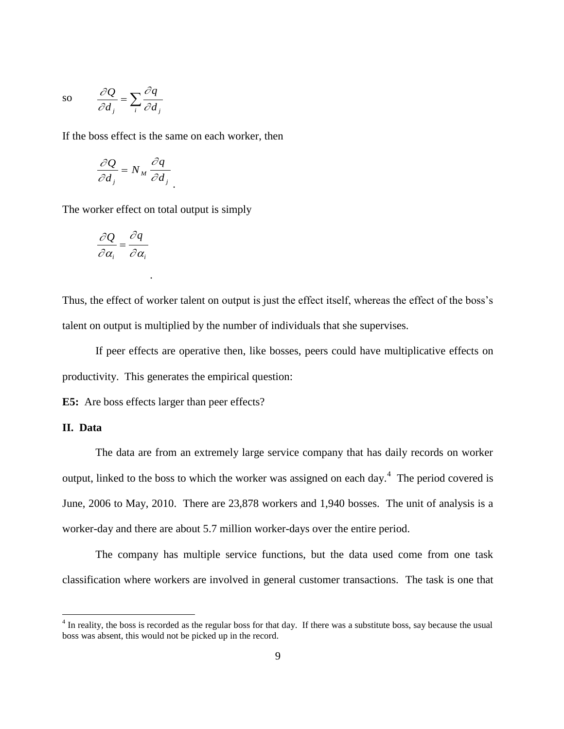so $$\frac{\partial Q}{\partial d_j} = \sum_i \frac{\partial q}{\partial d_j}$$

If the boss effect is the same on each worker, then

$$\frac{\partial Q}{\partial d_j} = N_M \frac{\partial q}{\partial d_j}.$$

The worker effect on total output is simply

$$\frac{\partial Q}{\partial \alpha_i} = \frac{\partial q}{\partial \alpha_i}.$$

Thus, the effect of worker talent on output is just the effect itself, whereas the effect of the boss's talent on output is multiplied by the number of individuals that she supervises.

If peer effects are operative then, like bosses, peers could have multiplicative effects on productivity. This generates the empirical question:

**E5:** Are boss effects larger than peer effects?

## II. Data

The data are from an extremely large service company that has daily records on worker output, linked to the boss to which the worker was assigned on each day.[4] The period covered is June, 2006 to May, 2010. There are 23,878 workers and 1,940 bosses. The unit of analysis is a worker-day and there are about 5.7 million worker-days over the entire period.

The company has multiple service functions, but the data used come from one task classification where workers are involved in general customer transactions. The task is one that

[4] In reality, the boss is recorded as the regular boss for that day. If there was a substitute boss, say because the usual boss was absent, this would not be picked up in the record.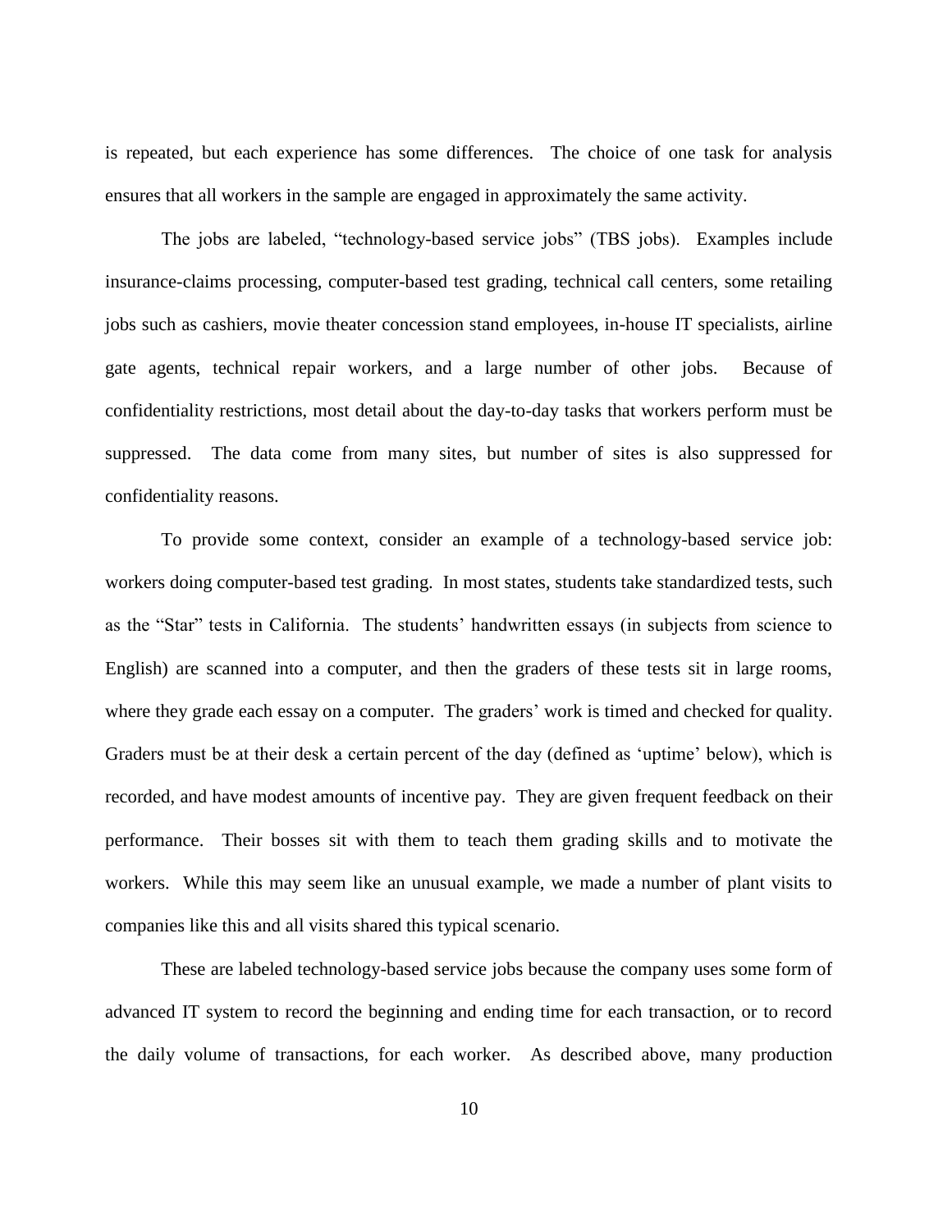is repeated, but each experience has some differences. The choice of one task for analysis ensures that all workers in the sample are engaged in approximately the same activity.

The jobs are labeled, "technology-based service jobs" (TBS jobs). Examples include insurance-claims processing, computer-based test grading, technical call centers, some retailing jobs such as cashiers, movie theater concession stand employees, in-house IT specialists, airline gate agents, technical repair workers, and a large number of other jobs. Because of confidentiality restrictions, most detail about the day-to-day tasks that workers perform must be suppressed. The data come from many sites, but number of sites is also suppressed for confidentiality reasons.

To provide some context, consider an example of a technology-based service job: workers doing computer-based test grading. In most states, students take standardized tests, such as the "Star" tests in California. The students' handwritten essays (in subjects from science to English) are scanned into a computer, and then the graders of these tests sit in large rooms, where they grade each essay on a computer. The graders' work is timed and checked for quality. Graders must be at their desk a certain percent of the day (defined as 'uptime' below), which is recorded, and have modest amounts of incentive pay. They are given frequent feedback on their performance. Their bosses sit with them to teach them grading skills and to motivate the workers. While this may seem like an unusual example, we made a number of plant visits to companies like this and all visits shared this typical scenario.

These are labeled technology-based service jobs because the company uses some form of advanced IT system to record the beginning and ending time for each transaction, or to record the daily volume of transactions, for each worker. As described above, many production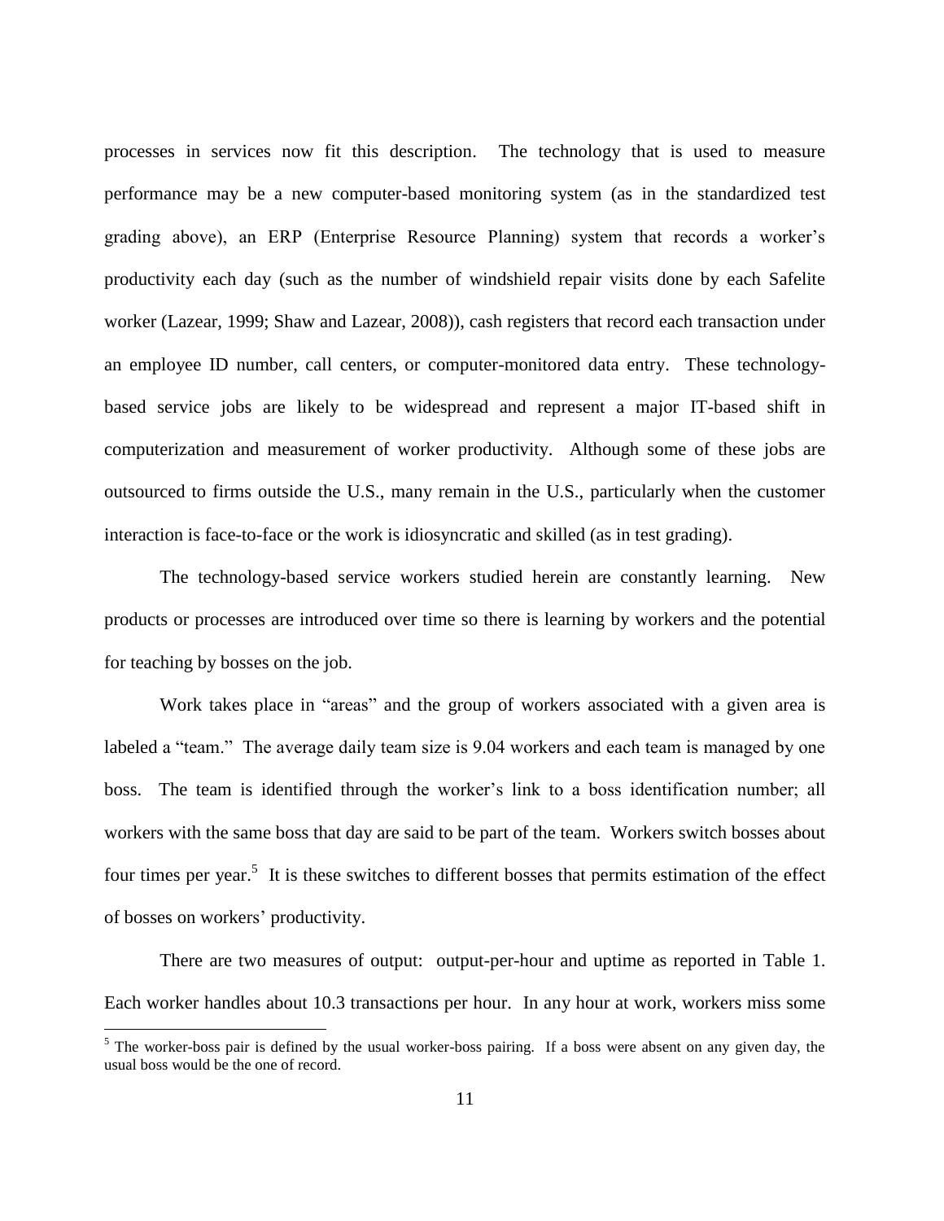processes in services now fit this description. The technology that is used to measure performance may be a new computer-based monitoring system (as in the standardized test grading above), an ERP (Enterprise Resource Planning) system that records a worker's productivity each day (such as the number of windshield repair visits done by each Safelite worker (Lazear, 1999; Shaw and Lazear, 2008)), cash registers that record each transaction under an employee ID number, call centers, or computer-monitored data entry. These technology-based service jobs are likely to be widespread and represent a major IT-based shift in computerization and measurement of worker productivity. Although some of these jobs are outsourced to firms outside the U.S., many remain in the U.S., particularly when the customer interaction is face-to-face or the work is idiosyncratic and skilled (as in test grading).

The technology-based service workers studied herein are constantly learning. New products or processes are introduced over time so there is learning by workers and the potential for teaching by bosses on the job.

Work takes place in "areas" and the group of workers associated with a given area is labeled a "team." The average daily team size is 9.04 workers and each team is managed by one boss. The team is identified through the worker's link to a boss identification number; all workers with the same boss that day are said to be part of the team. Workers switch bosses about four times per year.[5] It is these switches to different bosses that permits estimation of the effect of bosses on workers' productivity.

There are two measures of output: output-per-hour and uptime as reported in Table 1. Each worker handles about 10.3 transactions per hour. In any hour at work, workers miss some

[5] The worker-boss pair is defined by the usual worker-boss pairing. If a boss were absent on any given day, the usual boss would be the one of record.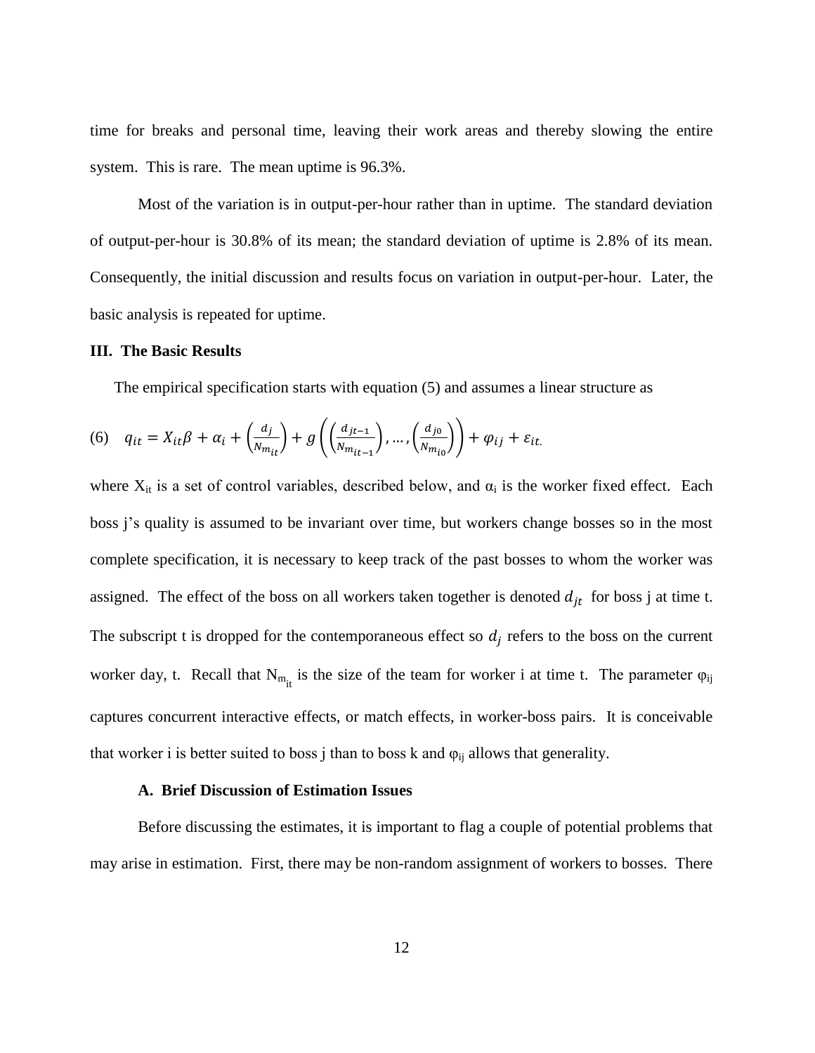time for breaks and personal time, leaving their work areas and thereby slowing the entire system. This is rare. The mean uptime is 96.3%.

Most of the variation is in output-per-hour rather than in uptime. The standard deviation of output-per-hour is 30.8% of its mean; the standard deviation of uptime is 2.8% of its mean. Consequently, the initial discussion and results focus on variation in output-per-hour. Later, the basic analysis is repeated for uptime.

### III. The Basic Results

The empirical specification starts with equation (5) and assumes a linear structure as

$$(6) \quad q_{it} = X_{it}\beta + \alpha_i + \left(\frac{d_j}{N_{m_{it}}}\right) + g\left(\left(\frac{d_{jt-1}}{N_{m_{it-1}}}\right), \dots, \left(\frac{d_{j0}}{N_{m_{i0}}}\right)\right) + \varphi_{ij} + \varepsilon_{it.}$$

where $X_{it}$ is a set of control variables, described below, and $\alpha_i$ is the worker fixed effect. Each boss j's quality is assumed to be invariant over time, but workers change bosses so in the most complete specification, it is necessary to keep track of the past bosses to whom the worker was assigned. The effect of the boss on all workers taken together is denoted $d_{jt}$ for boss j at time t. The subscript t is dropped for the contemporaneous effect so $d_j$ refers to the boss on the current worker day, t. Recall that $N_{m_{it}}$ is the size of the team for worker i at time t. The parameter $\varphi_{ij}$ captures concurrent interactive effects, or match effects, in worker-boss pairs. It is conceivable that worker i is better suited to boss j than to boss k and $\varphi_{ij}$ allows that generality.

#### A. Brief Discussion of Estimation Issues

Before discussing the estimates, it is important to flag a couple of potential problems that may arise in estimation. First, there may be non-random assignment of workers to bosses. There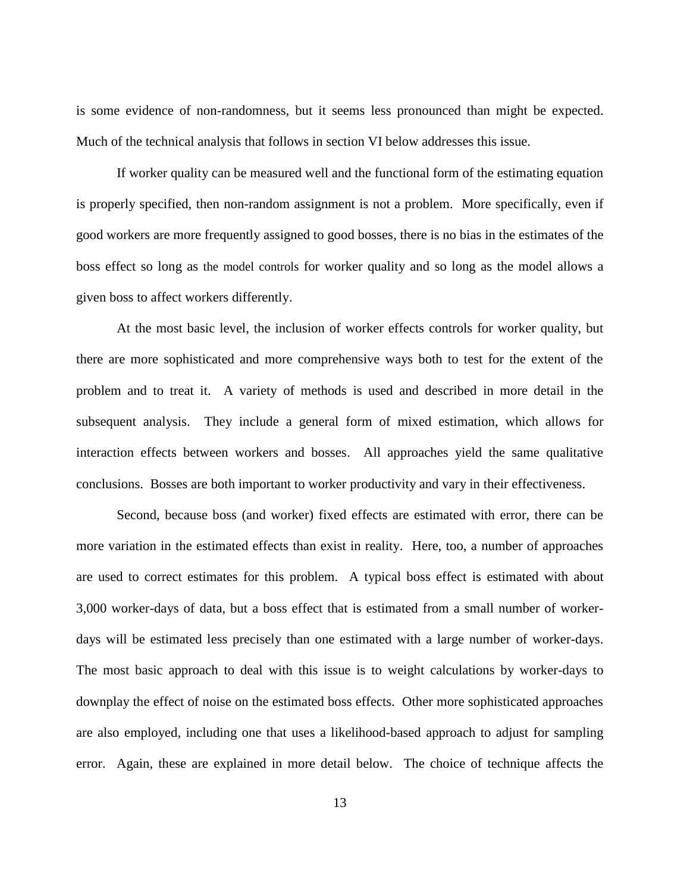is some evidence of non-randomness, but it seems less pronounced than might be expected. Much of the technical analysis that follows in section VI below addresses this issue.

If worker quality can be measured well and the functional form of the estimating equation is properly specified, then non-random assignment is not a problem. More specifically, even if good workers are more frequently assigned to good bosses, there is no bias in the estimates of the boss effect so long as the model controls for worker quality and so long as the model allows a given boss to affect workers differently.

At the most basic level, the inclusion of worker effects controls for worker quality, but there are more sophisticated and more comprehensive ways both to test for the extent of the problem and to treat it. A variety of methods is used and described in more detail in the subsequent analysis. They include a general form of mixed estimation, which allows for interaction effects between workers and bosses. All approaches yield the same qualitative conclusions. Bosses are both important to worker productivity and vary in their effectiveness.

Second, because boss (and worker) fixed effects are estimated with error, there can be more variation in the estimated effects than exist in reality. Here, too, a number of approaches are used to correct estimates for this problem. A typical boss effect is estimated with about 3,000 worker-days of data, but a boss effect that is estimated from a small number of worker-days will be estimated less precisely than one estimated with a large number of worker-days. The most basic approach to deal with this issue is to weight calculations by worker-days to downplay the effect of noise on the estimated boss effects. Other more sophisticated approaches are also employed, including one that uses a likelihood-based approach to adjust for sampling error. Again, these are explained in more detail below. The choice of technique affects the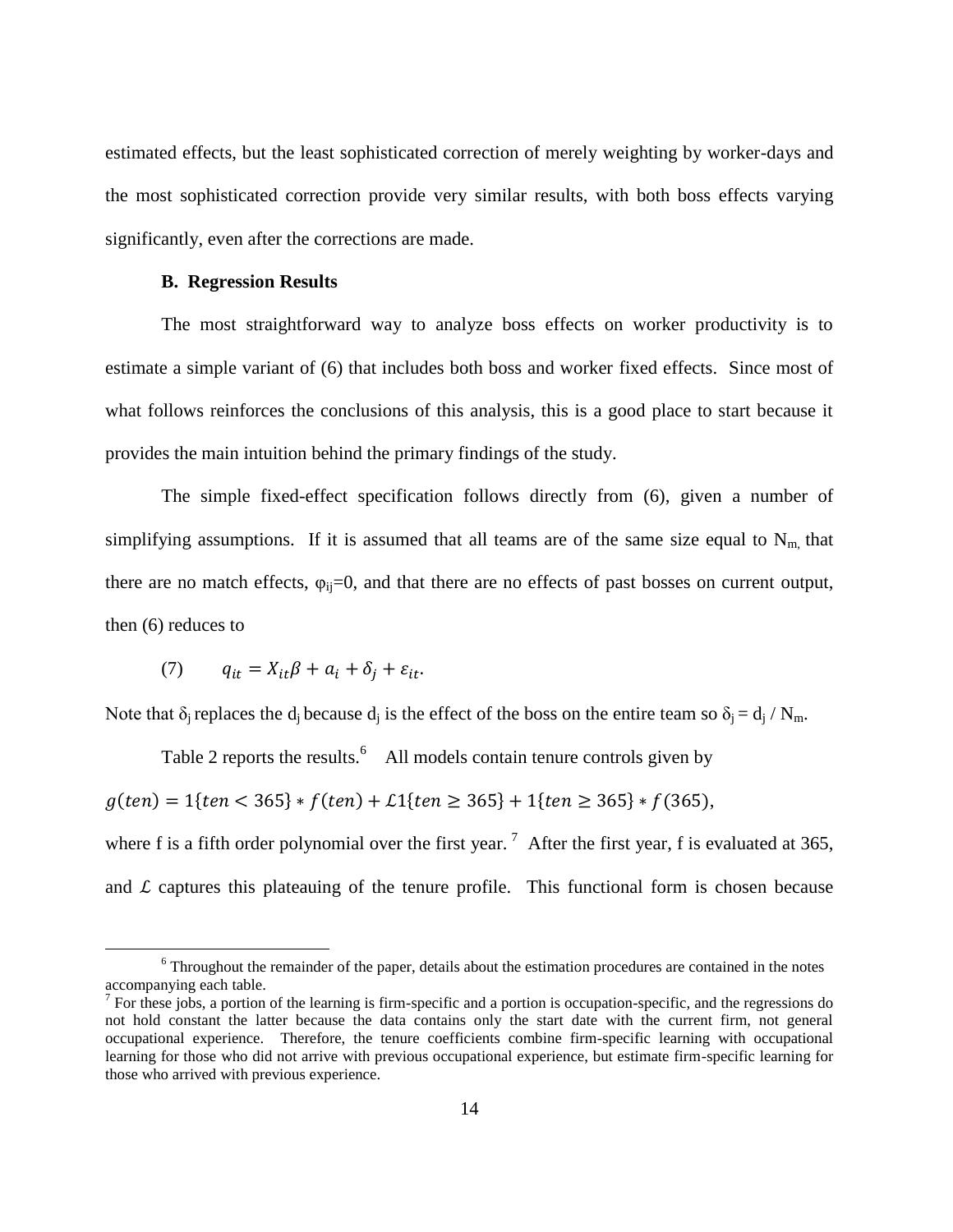estimated effects, but the least sophisticated correction of merely weighting by worker-days and the most sophisticated correction provide very similar results, with both boss effects varying significantly, even after the corrections are made.

### B. Regression Results

The most straightforward way to analyze boss effects on worker productivity is to estimate a simple variant of (6) that includes both boss and worker fixed effects. Since most of what follows reinforces the conclusions of this analysis, this is a good place to start because it provides the main intuition behind the primary findings of the study.

The simple fixed-effect specification follows directly from (6), given a number of simplifying assumptions. If it is assumed that all teams are of the same size equal to $N_m$, that there are no match effects, $\varphi_{ij}=0$, and that there are no effects of past bosses on current output, then (6) reduces to

$$(7) \qquad q_{it} = X_{it}\beta + a_i + \delta_j + \varepsilon_{it}.$$

Note that $\delta_j$ replaces the $d_j$ because $d_j$ is the effect of the boss on the entire team so $\delta_j = d_j / N_m$.

Table 2 reports the results.[6] All models contain tenure controls given by

$$g(ten) = 1\{ten < 365\} * f(ten) + \mathcal{L}1\{ten \geq 365\} + 1\{ten \geq 365\} * f(365),$$

where f is a fifth order polynomial over the first year.[7] After the first year, f is evaluated at 365, and $\mathcal{L}$ captures this plateauing of the tenure profile. This functional form is chosen because

---

[6] Throughout the remainder of the paper, details about the estimation procedures are contained in the notes accompanying each table.

[7] For these jobs, a portion of the learning is firm-specific and a portion is occupation-specific, and the regressions do not hold constant the latter because the data contains only the start date with the current firm, not general occupational experience. Therefore, the tenure coefficients combine firm-specific learning with occupational learning for those who did not arrive with previous occupational experience, but estimate firm-specific learning for those who arrived with previous experience.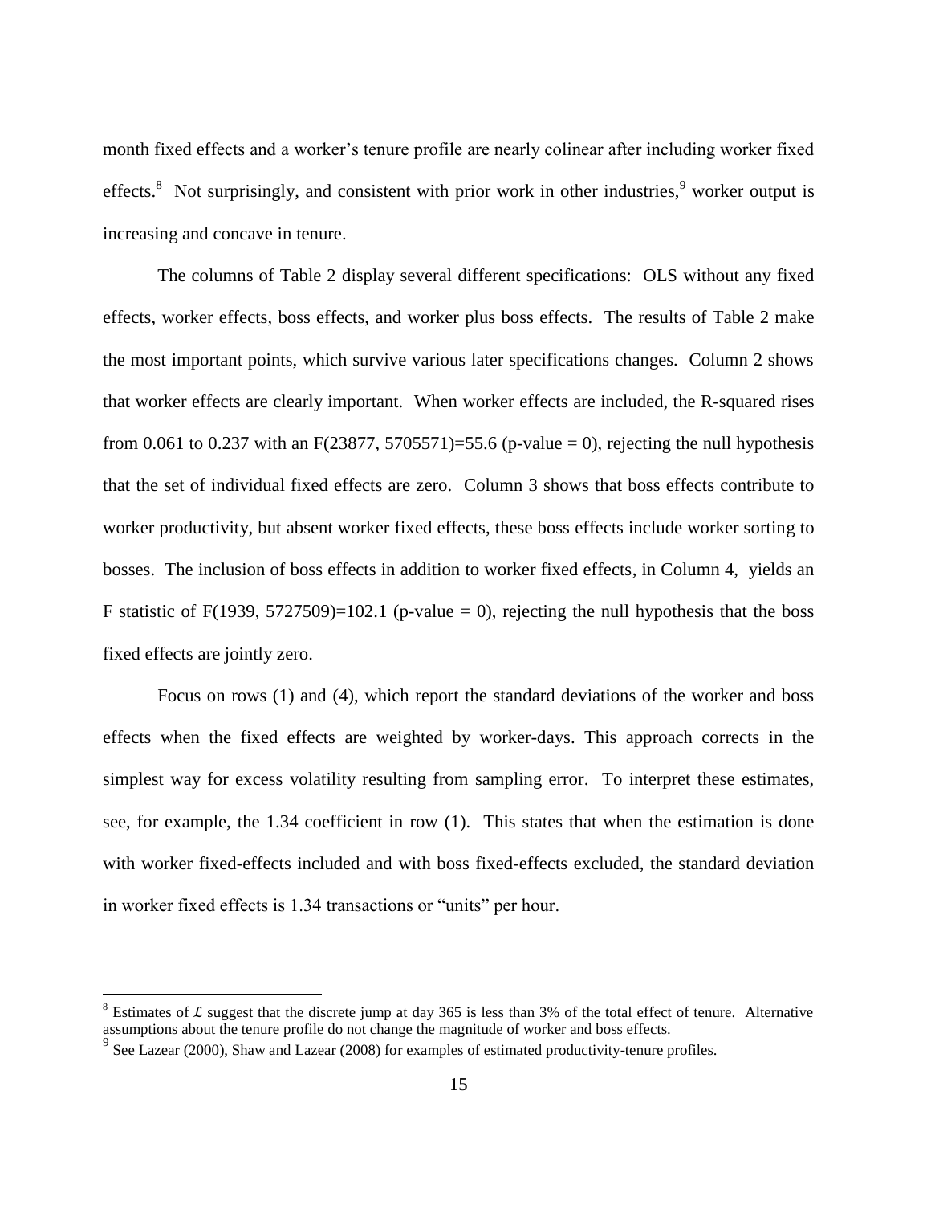month fixed effects and a worker's tenure profile are nearly colinear after including worker fixed effects.[8] Not surprisingly, and consistent with prior work in other industries,[9] worker output is increasing and concave in tenure.

The columns of Table 2 display several different specifications: OLS without any fixed effects, worker effects, boss effects, and worker plus boss effects. The results of Table 2 make the most important points, which survive various later specifications changes. Column 2 shows that worker effects are clearly important. When worker effects are included, the R-squared rises from 0.061 to 0.237 with an $F(23877, 5705571)=55.6$ (p-value = 0), rejecting the null hypothesis that the set of individual fixed effects are zero. Column 3 shows that boss effects contribute to worker productivity, but absent worker fixed effects, these boss effects include worker sorting to bosses. The inclusion of boss effects in addition to worker fixed effects, in Column 4, yields an F statistic of $F(1939, 5727509)=102.1$ (p-value = 0), rejecting the null hypothesis that the boss fixed effects are jointly zero.

Focus on rows (1) and (4), which report the standard deviations of the worker and boss effects when the fixed effects are weighted by worker-days. This approach corrects in the simplest way for excess volatility resulting from sampling error. To interpret these estimates, see, for example, the 1.34 coefficient in row (1). This states that when the estimation is done with worker fixed-effects included and with boss fixed-effects excluded, the standard deviation in worker fixed effects is 1.34 transactions or "units" per hour.

---

[8] Estimates of $\mathcal{L}$ suggest that the discrete jump at day 365 is less than 3% of the total effect of tenure. Alternative assumptions about the tenure profile do not change the magnitude of worker and boss effects.

[9] See Lazear (2000), Shaw and Lazear (2008) for examples of estimated productivity-tenure profiles.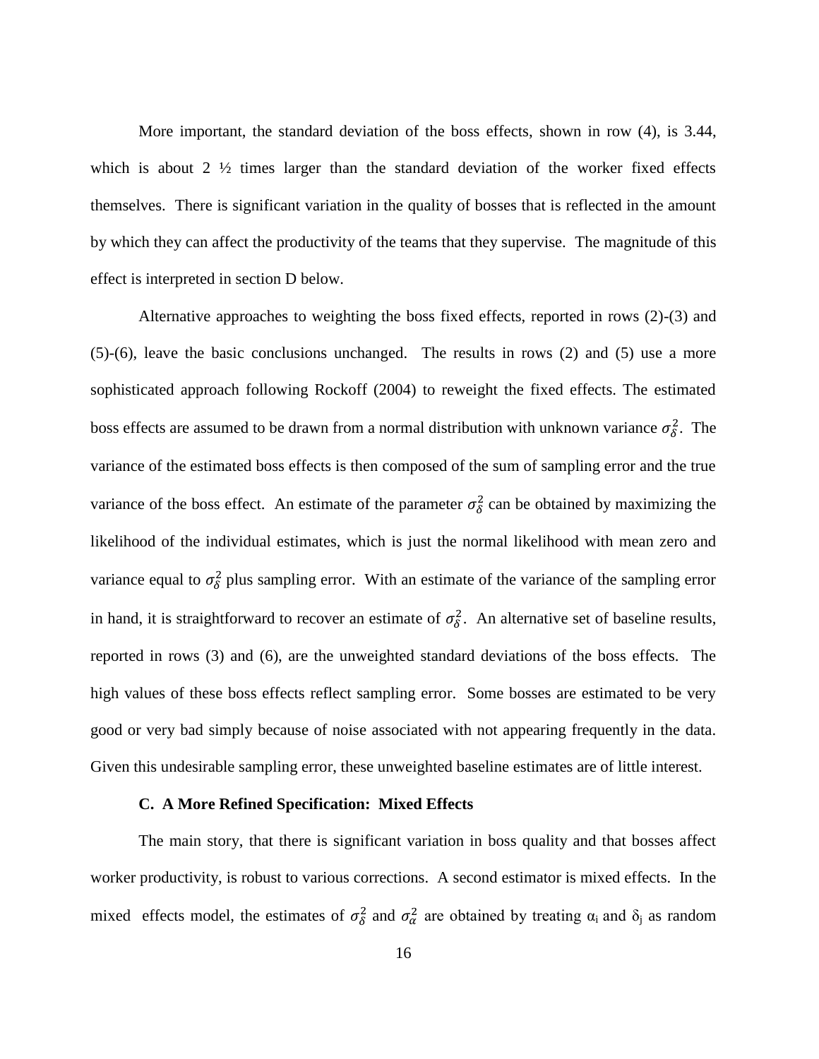More important, the standard deviation of the boss effects, shown in row (4), is 3.44, which is about 2 ½ times larger than the standard deviation of the worker fixed effects themselves. There is significant variation in the quality of bosses that is reflected in the amount by which they can affect the productivity of the teams that they supervise. The magnitude of this effect is interpreted in section D below.

Alternative approaches to weighting the boss fixed effects, reported in rows (2)-(3) and (5)-(6), leave the basic conclusions unchanged. The results in rows (2) and (5) use a more sophisticated approach following Rockoff (2004) to reweight the fixed effects. The estimated boss effects are assumed to be drawn from a normal distribution with unknown variance $\sigma_{\delta}^{2}$. The variance of the estimated boss effects is then composed of the sum of sampling error and the true variance of the boss effect. An estimate of the parameter $\sigma_{\delta}^{2}$ can be obtained by maximizing the likelihood of the individual estimates, which is just the normal likelihood with mean zero and variance equal to $\sigma_{\delta}^{2}$ plus sampling error. With an estimate of the variance of the sampling error in hand, it is straightforward to recover an estimate of $\sigma_{\delta}^{2}$. An alternative set of baseline results, reported in rows (3) and (6), are the unweighted standard deviations of the boss effects. The high values of these boss effects reflect sampling error. Some bosses are estimated to be very good or very bad simply because of noise associated with not appearing frequently in the data. Given this undesirable sampling error, these unweighted baseline estimates are of little interest.

### C. A More Refined Specification: Mixed Effects

The main story, that there is significant variation in boss quality and that bosses affect worker productivity, is robust to various corrections. A second estimator is mixed effects. In the mixed effects model, the estimates of $\sigma_{\delta}^{2}$ and $\sigma_{\alpha}^{2}$ are obtained by treating $\alpha_i$ and $\delta_j$ as random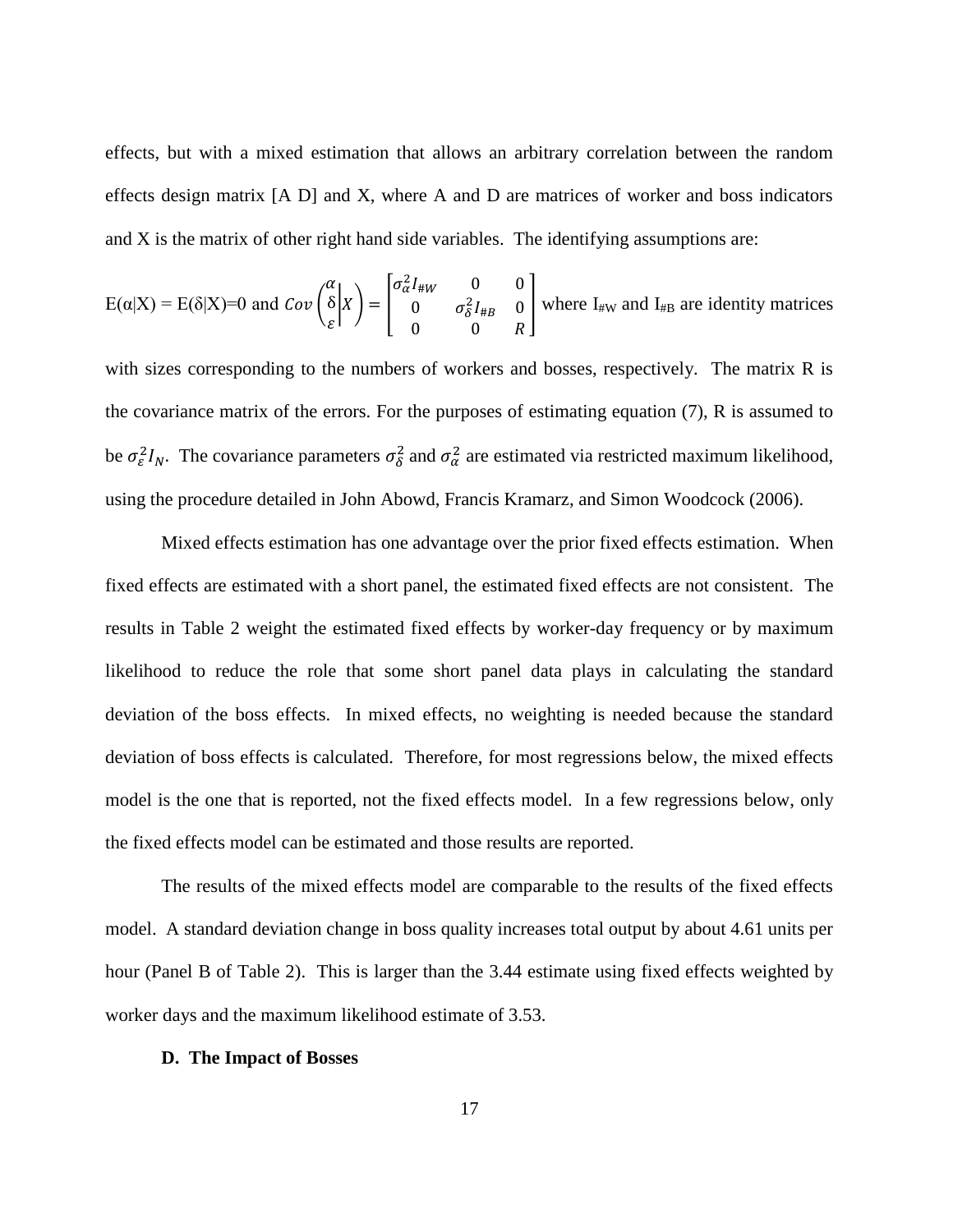effects, but with a mixed estimation that allows an arbitrary correlation between the random effects design matrix [A D] and X, where A and D are matrices of worker and boss indicators and X is the matrix of other right hand side variables. The identifying assumptions are:

E(α|X) = E(δ|X)=0 and $Cov\left(\begin{matrix}\alpha\\ \delta\\ \varepsilon\end{matrix}\middle| X\right) = \begin{bmatrix}\sigma_\alpha^2 I_{\#W} & 0 & 0\\ 0 & \sigma_\delta^2 I_{\#B} & 0\\ 0 & 0 & R\end{bmatrix}$ where $I_{\#W}$ and $I_{\#B}$ are identity matrices with sizes corresponding to the numbers of workers and bosses, respectively. The matrix R is the covariance matrix of the errors. For the purposes of estimating equation (7), R is assumed to be $\sigma_\varepsilon^2 I_N$. The covariance parameters $\sigma_\delta^2$ and $\sigma_\alpha^2$ are estimated via restricted maximum likelihood, using the procedure detailed in John Abowd, Francis Kramarz, and Simon Woodcock (2006).

Mixed effects estimation has one advantage over the prior fixed effects estimation. When fixed effects are estimated with a short panel, the estimated fixed effects are not consistent. The results in Table 2 weight the estimated fixed effects by worker-day frequency or by maximum likelihood to reduce the role that some short panel data plays in calculating the standard deviation of the boss effects. In mixed effects, no weighting is needed because the standard deviation of boss effects is calculated. Therefore, for most regressions below, the mixed effects model is the one that is reported, not the fixed effects model. In a few regressions below, only the fixed effects model can be estimated and those results are reported.

The results of the mixed effects model are comparable to the results of the fixed effects model. A standard deviation change in boss quality increases total output by about 4.61 units per hour (Panel B of Table 2). This is larger than the 3.44 estimate using fixed effects weighted by worker days and the maximum likelihood estimate of 3.53.

**D. The Impact of Bosses**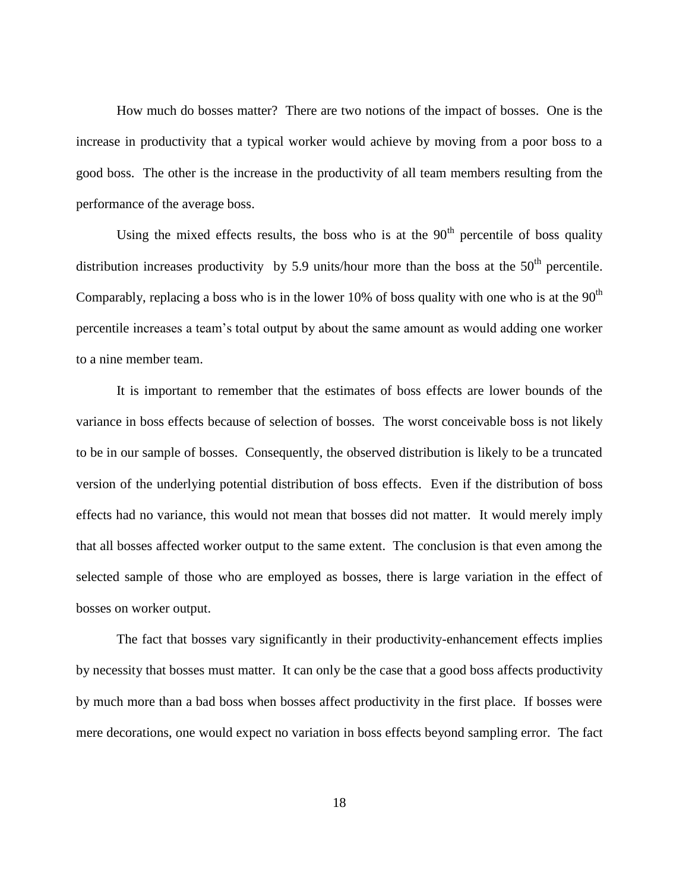How much do bosses matter? There are two notions of the impact of bosses. One is the increase in productivity that a typical worker would achieve by moving from a poor boss to a good boss. The other is the increase in the productivity of all team members resulting from the performance of the average boss.

Using the mixed effects results, the boss who is at the $90^{th}$ percentile of boss quality distribution increases productivity by 5.9 units/hour more than the boss at the $50^{th}$ percentile. Comparably, replacing a boss who is in the lower 10% of boss quality with one who is at the $90^{th}$ percentile increases a team's total output by about the same amount as would adding one worker to a nine member team.

It is important to remember that the estimates of boss effects are lower bounds of the variance in boss effects because of selection of bosses. The worst conceivable boss is not likely to be in our sample of bosses. Consequently, the observed distribution is likely to be a truncated version of the underlying potential distribution of boss effects. Even if the distribution of boss effects had no variance, this would not mean that bosses did not matter. It would merely imply that all bosses affected worker output to the same extent. The conclusion is that even among the selected sample of those who are employed as bosses, there is large variation in the effect of bosses on worker output.

The fact that bosses vary significantly in their productivity-enhancement effects implies by necessity that bosses must matter. It can only be the case that a good boss affects productivity by much more than a bad boss when bosses affect productivity in the first place. If bosses were mere decorations, one would expect no variation in boss effects beyond sampling error. The fact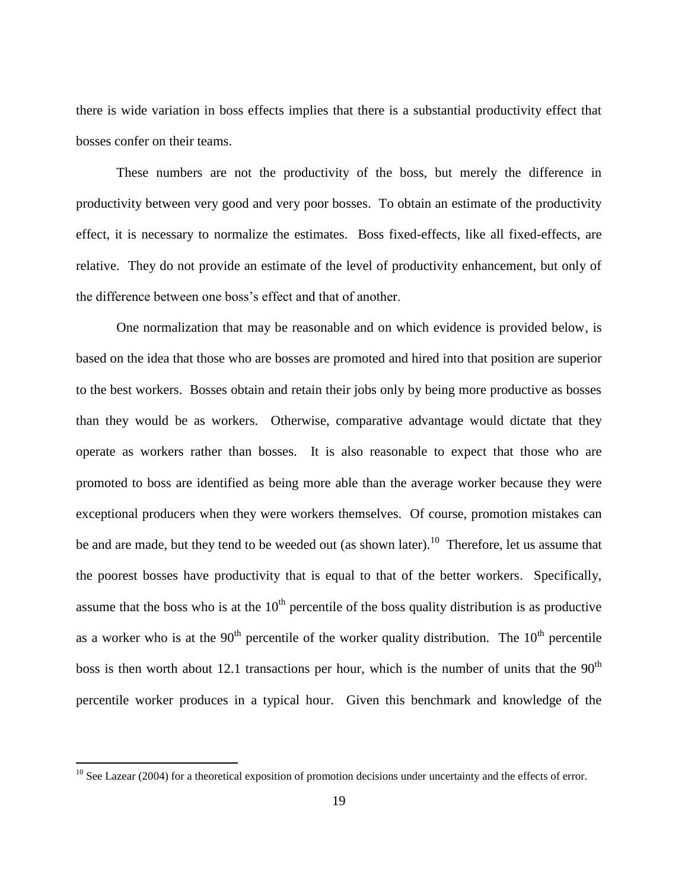there is wide variation in boss effects implies that there is a substantial productivity effect that bosses confer on their teams.

These numbers are not the productivity of the boss, but merely the difference in productivity between very good and very poor bosses. To obtain an estimate of the productivity effect, it is necessary to normalize the estimates. Boss fixed-effects, like all fixed-effects, are relative. They do not provide an estimate of the level of productivity enhancement, but only of the difference between one boss's effect and that of another.

One normalization that may be reasonable and on which evidence is provided below, is based on the idea that those who are bosses are promoted and hired into that position are superior to the best workers. Bosses obtain and retain their jobs only by being more productive as bosses than they would be as workers. Otherwise, comparative advantage would dictate that they operate as workers rather than bosses. It is also reasonable to expect that those who are promoted to boss are identified as being more able than the average worker because they were exceptional producers when they were workers themselves. Of course, promotion mistakes can be and are made, but they tend to be weeded out (as shown later).[10] Therefore, let us assume that the poorest bosses have productivity that is equal to that of the better workers. Specifically, assume that the boss who is at the 10$^{th}$ percentile of the boss quality distribution is as productive as a worker who is at the 90$^{th}$ percentile of the worker quality distribution. The 10$^{th}$ percentile boss is then worth about 12.1 transactions per hour, which is the number of units that the 90$^{th}$ percentile worker produces in a typical hour. Given this benchmark and knowledge of the

[10] See Lazear (2004) for a theoretical exposition of promotion decisions under uncertainty and the effects of error.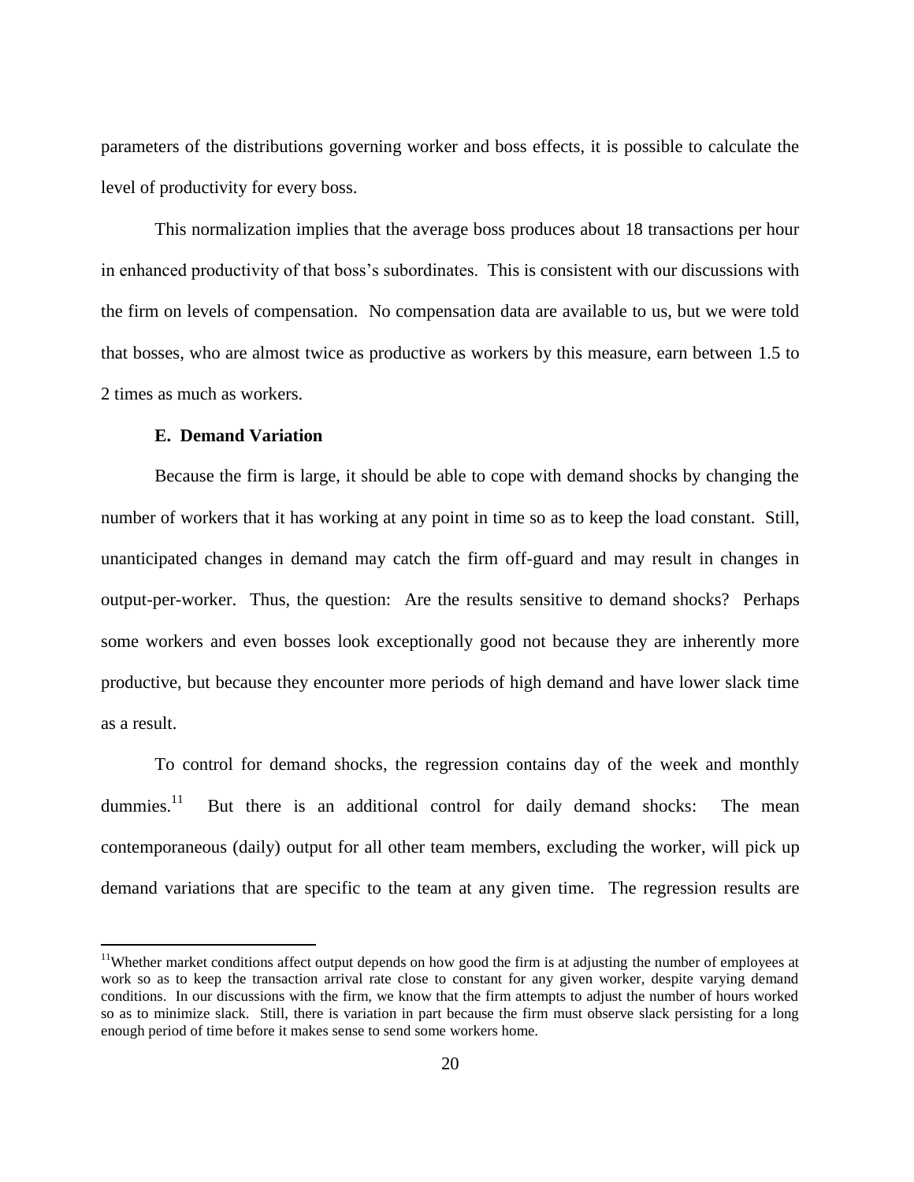parameters of the distributions governing worker and boss effects, it is possible to calculate the level of productivity for every boss.

This normalization implies that the average boss produces about 18 transactions per hour in enhanced productivity of that boss's subordinates. This is consistent with our discussions with the firm on levels of compensation. No compensation data are available to us, but we were told that bosses, who are almost twice as productive as workers by this measure, earn between 1.5 to 2 times as much as workers.

### E. Demand Variation

Because the firm is large, it should be able to cope with demand shocks by changing the number of workers that it has working at any point in time so as to keep the load constant. Still, unanticipated changes in demand may catch the firm off-guard and may result in changes in output-per-worker. Thus, the question: Are the results sensitive to demand shocks? Perhaps some workers and even bosses look exceptionally good not because they are inherently more productive, but because they encounter more periods of high demand and have lower slack time as a result.

To control for demand shocks, the regression contains day of the week and monthly dummies.[11] But there is an additional control for daily demand shocks: The mean contemporaneous (daily) output for all other team members, excluding the worker, will pick up demand variations that are specific to the team at any given time. The regression results are

[11] Whether market conditions affect output depends on how good the firm is at adjusting the number of employees at work so as to keep the transaction arrival rate close to constant for any given worker, despite varying demand conditions. In our discussions with the firm, we know that the firm attempts to adjust the number of hours worked so as to minimize slack. Still, there is variation in part because the firm must observe slack persisting for a long enough period of time before it makes sense to send some workers home.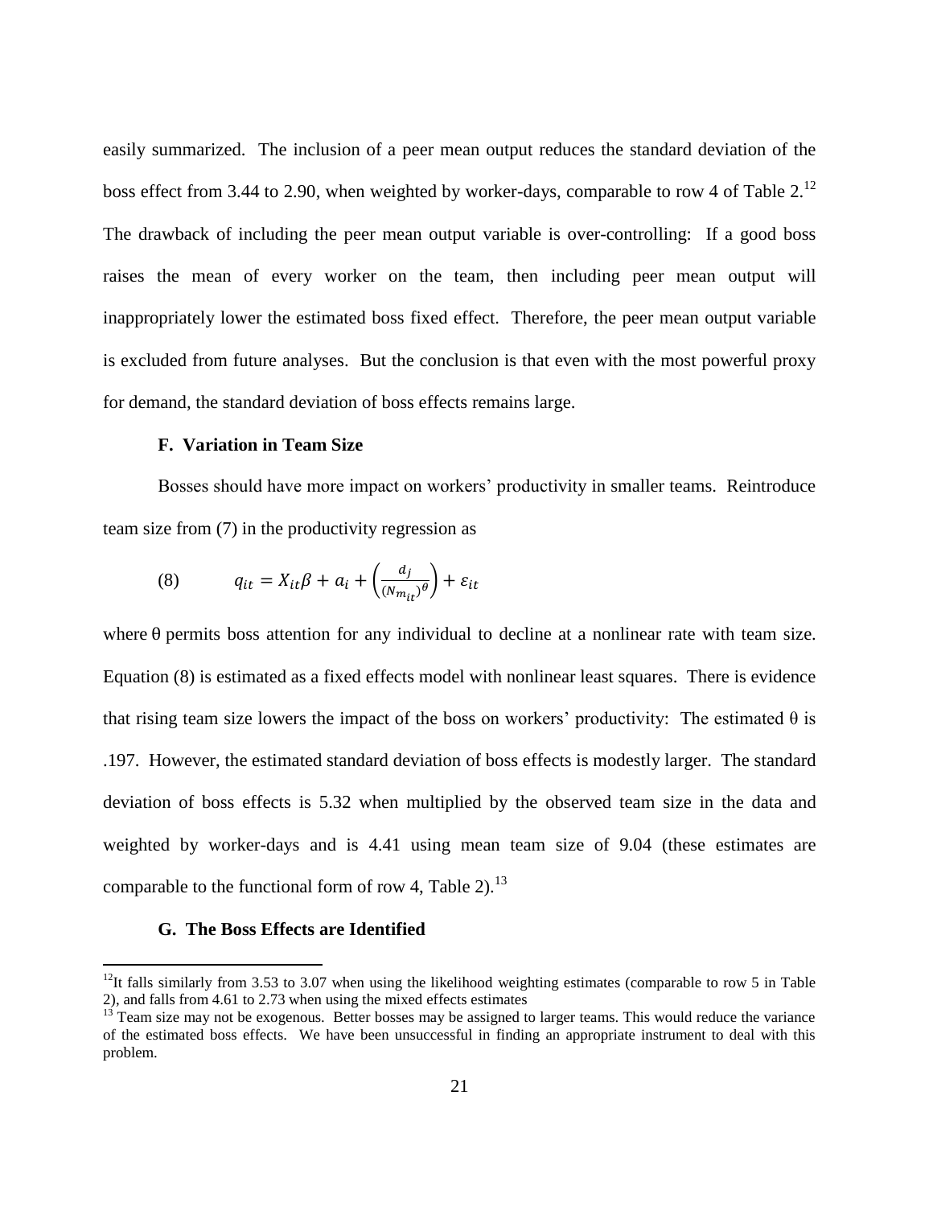easily summarized. The inclusion of a peer mean output reduces the standard deviation of the boss effect from 3.44 to 2.90, when weighted by worker-days, comparable to row 4 of Table 2.[12] The drawback of including the peer mean output variable is over-controlling: If a good boss raises the mean of every worker on the team, then including peer mean output will inappropriately lower the estimated boss fixed effect. Therefore, the peer mean output variable is excluded from future analyses. But the conclusion is that even with the most powerful proxy for demand, the standard deviation of boss effects remains large.

### F. Variation in Team Size

Bosses should have more impact on workers' productivity in smaller teams. Reintroduce team size from (7) in the productivity regression as

$$(8) \qquad q_{it} = X_{it}\beta + a_i + \left(\frac{d_j}{(N_{m_{it}})^{\theta}}\right) + \varepsilon_{it}$$

where θ permits boss attention for any individual to decline at a nonlinear rate with team size. Equation (8) is estimated as a fixed effects model with nonlinear least squares. There is evidence that rising team size lowers the impact of the boss on workers' productivity: The estimated θ is .197. However, the estimated standard deviation of boss effects is modestly larger. The standard deviation of boss effects is 5.32 when multiplied by the observed team size in the data and weighted by worker-days and is 4.41 using mean team size of 9.04 (these estimates are comparable to the functional form of row 4, Table 2).[13]

### G. The Boss Effects are Identified

---

[12] It falls similarly from 3.53 to 3.07 when using the likelihood weighting estimates (comparable to row 5 in Table 2), and falls from 4.61 to 2.73 when using the mixed effects estimates

[13] Team size may not be exogenous. Better bosses may be assigned to larger teams. This would reduce the variance of the estimated boss effects. We have been unsuccessful in finding an appropriate instrument to deal with this problem.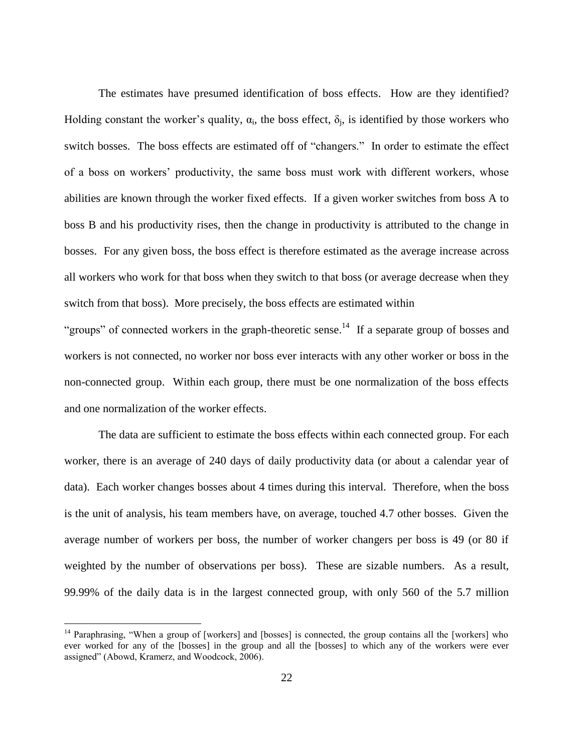The estimates have presumed identification of boss effects. How are they identified? Holding constant the worker's quality, $\alpha_i$, the boss effect, $\delta_j$, is identified by those workers who switch bosses. The boss effects are estimated off of "changers." In order to estimate the effect of a boss on workers' productivity, the same boss must work with different workers, whose abilities are known through the worker fixed effects. If a given worker switches from boss A to boss B and his productivity rises, then the change in productivity is attributed to the change in bosses. For any given boss, the boss effect is therefore estimated as the average increase across all workers who work for that boss when they switch to that boss (or average decrease when they switch from that boss). More precisely, the boss effects are estimated within "groups" of connected workers in the graph-theoretic sense.[14] If a separate group of bosses and workers is not connected, no worker nor boss ever interacts with any other worker or boss in the non-connected group. Within each group, there must be one normalization of the boss effects and one normalization of the worker effects.

The data are sufficient to estimate the boss effects within each connected group. For each worker, there is an average of 240 days of daily productivity data (or about a calendar year of data). Each worker changes bosses about 4 times during this interval. Therefore, when the boss is the unit of analysis, his team members have, on average, touched 4.7 other bosses. Given the average number of workers per boss, the number of worker changers per boss is 49 (or 80 if weighted by the number of observations per boss). These are sizable numbers. As a result, 99.99% of the daily data is in the largest connected group, with only 560 of the 5.7 million

---

[14] Paraphrasing, "When a group of [workers] and [bosses] is connected, the group contains all the [workers] who ever worked for any of the [bosses] in the group and all the [bosses] to which any of the workers were ever assigned" (Abowd, Kramerz, and Woodcock, 2006).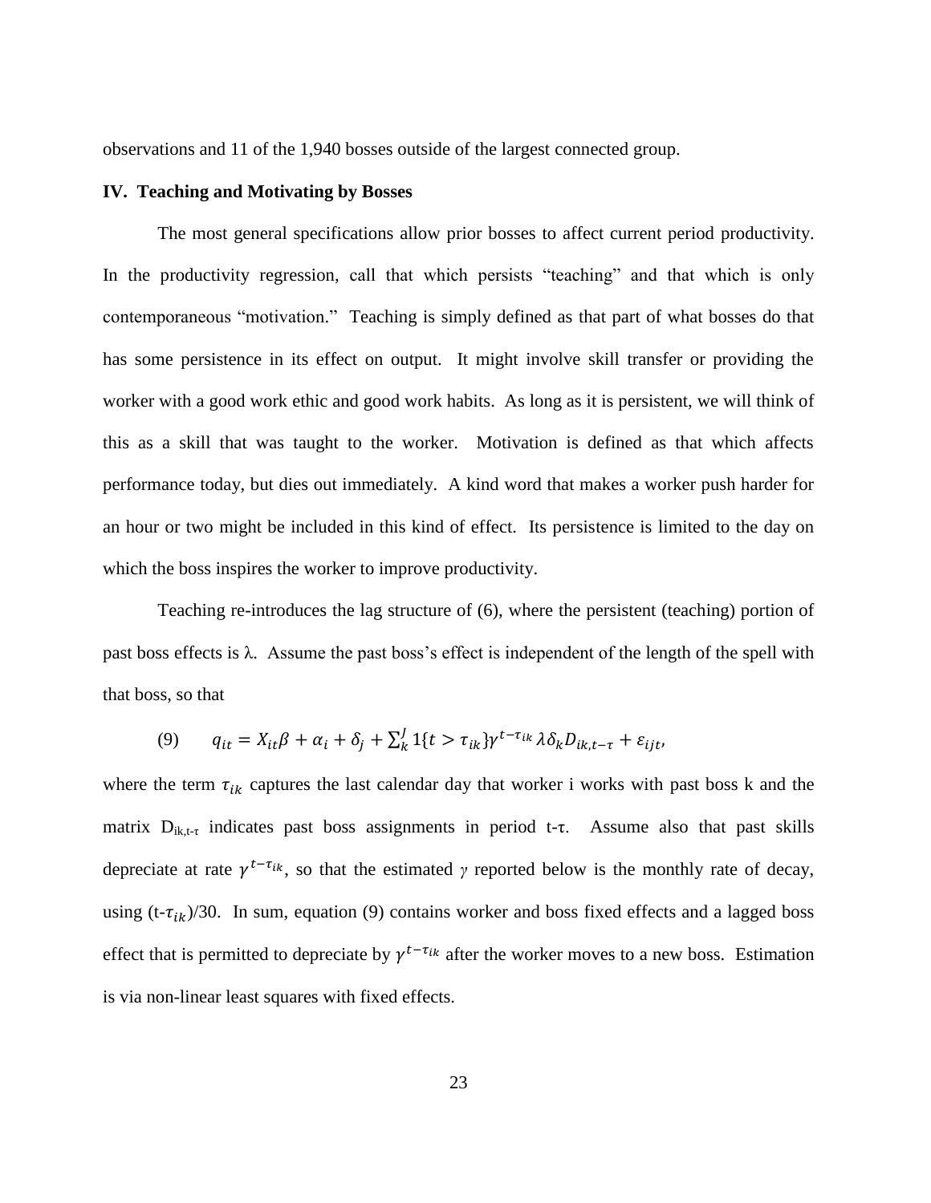observations and 11 of the 1,940 bosses outside of the largest connected group.

## IV. Teaching and Motivating by Bosses

The most general specifications allow prior bosses to affect current period productivity. In the productivity regression, call that which persists "teaching" and that which is only contemporaneous "motivation." Teaching is simply defined as that part of what bosses do that has some persistence in its effect on output. It might involve skill transfer or providing the worker with a good work ethic and good work habits. As long as it is persistent, we will think of this as a skill that was taught to the worker. Motivation is defined as that which affects performance today, but dies out immediately. A kind word that makes a worker push harder for an hour or two might be included in this kind of effect. Its persistence is limited to the day on which the boss inspires the worker to improve productivity.

Teaching re-introduces the lag structure of (6), where the persistent (teaching) portion of past boss effects is $\lambda$. Assume the past boss's effect is independent of the length of the spell with that boss, so that

$$(9) \qquad q_{it} = X_{it}\beta + \alpha_i + \delta_j + \sum_k^J 1\{t > \tau_{ik}\}\gamma^{t-\tau_{ik}}\lambda\delta_k D_{ik,t-\tau} + \varepsilon_{ijt},$$

where the term $\tau_{ik}$ captures the last calendar day that worker i works with past boss k and the matrix $D_{ik,t-\tau}$ indicates past boss assignments in period t-$\tau$. Assume also that past skills depreciate at rate $\gamma^{t-\tau_{ik}}$, so that the estimated $\gamma$ reported below is the monthly rate of decay, using $(t-\tau_{ik})/30$. In sum, equation (9) contains worker and boss fixed effects and a lagged boss effect that is permitted to depreciate by $\gamma^{t-\tau_{ik}}$ after the worker moves to a new boss. Estimation is via non-linear least squares with fixed effects.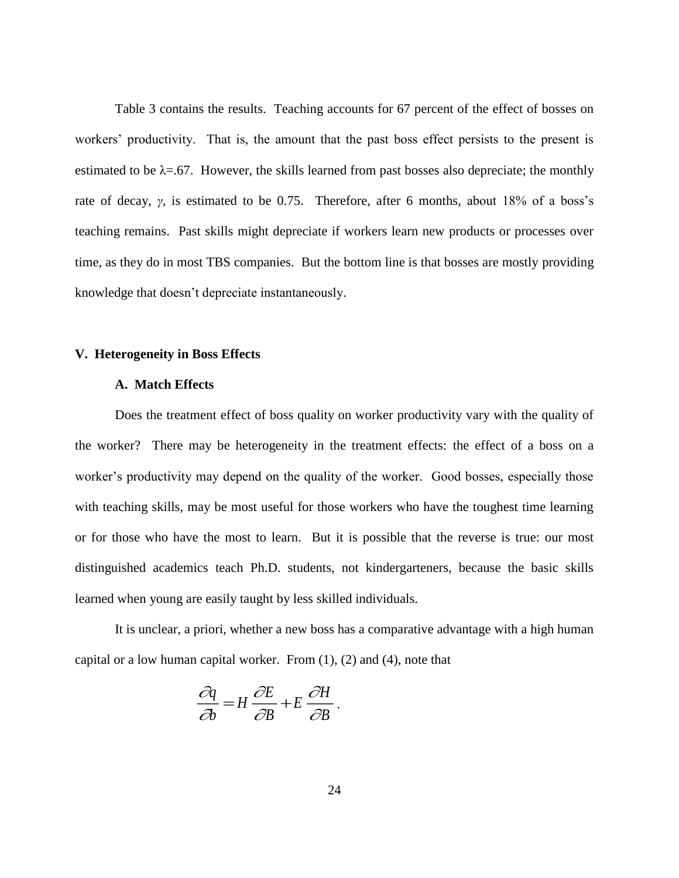Table 3 contains the results. Teaching accounts for 67 percent of the effect of bosses on workers' productivity. That is, the amount that the past boss effect persists to the present is estimated to be $\lambda$=.67. However, the skills learned from past bosses also depreciate; the monthly rate of decay, $\gamma$, is estimated to be 0.75. Therefore, after 6 months, about 18% of a boss's teaching remains. Past skills might depreciate if workers learn new products or processes over time, as they do in most TBS companies. But the bottom line is that bosses are mostly providing knowledge that doesn't depreciate instantaneously.

## V. Heterogeneity in Boss Effects

### A. Match Effects

Does the treatment effect of boss quality on worker productivity vary with the quality of the worker? There may be heterogeneity in the treatment effects: the effect of a boss on a worker's productivity may depend on the quality of the worker. Good bosses, especially those with teaching skills, may be most useful for those workers who have the toughest time learning or for those who have the most to learn. But it is possible that the reverse is true: our most distinguished academics teach Ph.D. students, not kindergarteners, because the basic skills learned when young are easily taught by less skilled individuals.

It is unclear, a priori, whether a new boss has a comparative advantage with a high human capital or a low human capital worker. From (1), (2) and (4), note that

$$\frac{\partial q}{\partial b} = H \frac{\partial E}{\partial B} + E \frac{\partial H}{\partial B} .$$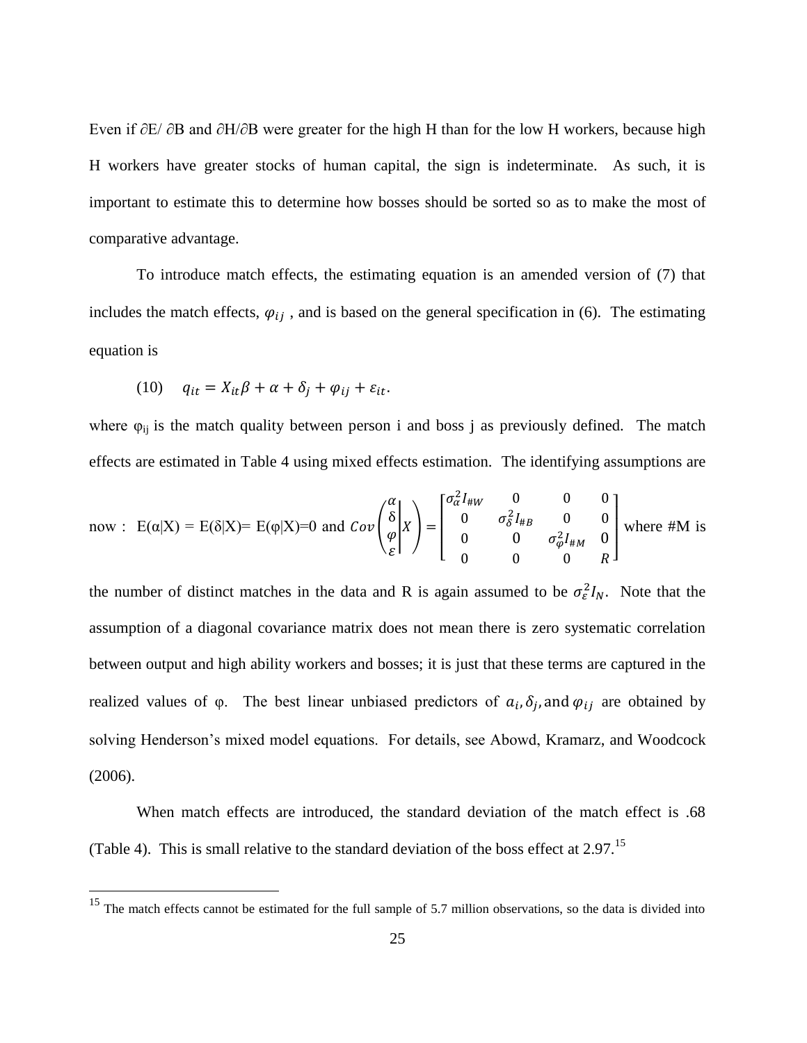Even if $\partial E / \partial B$ and $\partial H / \partial B$ were greater for the high H than for the low H workers, because high H workers have greater stocks of human capital, the sign is indeterminate. As such, it is important to estimate this to determine how bosses should be sorted so as to make the most of comparative advantage.

To introduce match effects, the estimating equation is an amended version of (7) that includes the match effects, $\varphi_{ij}$, and is based on the general specification in (6). The estimating equation is

$$(10) \quad q_{it} = X_{it}\beta + \alpha + \delta_j + \varphi_{ij} + \varepsilon_{it}.$$

where $\varphi_{ij}$ is the match quality between person i and boss j as previously defined. The match effects are estimated in Table 4 using mixed effects estimation. The identifying assumptions are now : $E(\alpha|X) = E(\delta|X) = E(\varphi|X) = 0$ and $Cov\left(\begin{pmatrix}\alpha\\ \delta\\ \varphi\\ \varepsilon\end{pmatrix}\middle| X\right) = \begin{bmatrix}\sigma_\alpha^2 I_{\#W} & 0 & 0 & 0\\ 0 & \sigma_\delta^2 I_{\#B} & 0 & 0\\ 0 & 0 & \sigma_\varphi^2 I_{\#M} & 0\\ 0 & 0 & 0 & R\end{bmatrix}$ where #M is the number of distinct matches in the data and R is again assumed to be $\sigma_\varepsilon^2 I_N$. Note that the assumption of a diagonal covariance matrix does not mean there is zero systematic correlation between output and high ability workers and bosses; it is just that these terms are captured in the realized values of $\varphi$. The best linear unbiased predictors of $a_i, \delta_j,$ and $\varphi_{ij}$ are obtained by solving Henderson's mixed model equations. For details, see Abowd, Kramarz, and Woodcock (2006).

When match effects are introduced, the standard deviation of the match effect is .68 (Table 4). This is small relative to the standard deviation of the boss effect at 2.97.[15]

[15] The match effects cannot be estimated for the full sample of 5.7 million observations, so the data is divided into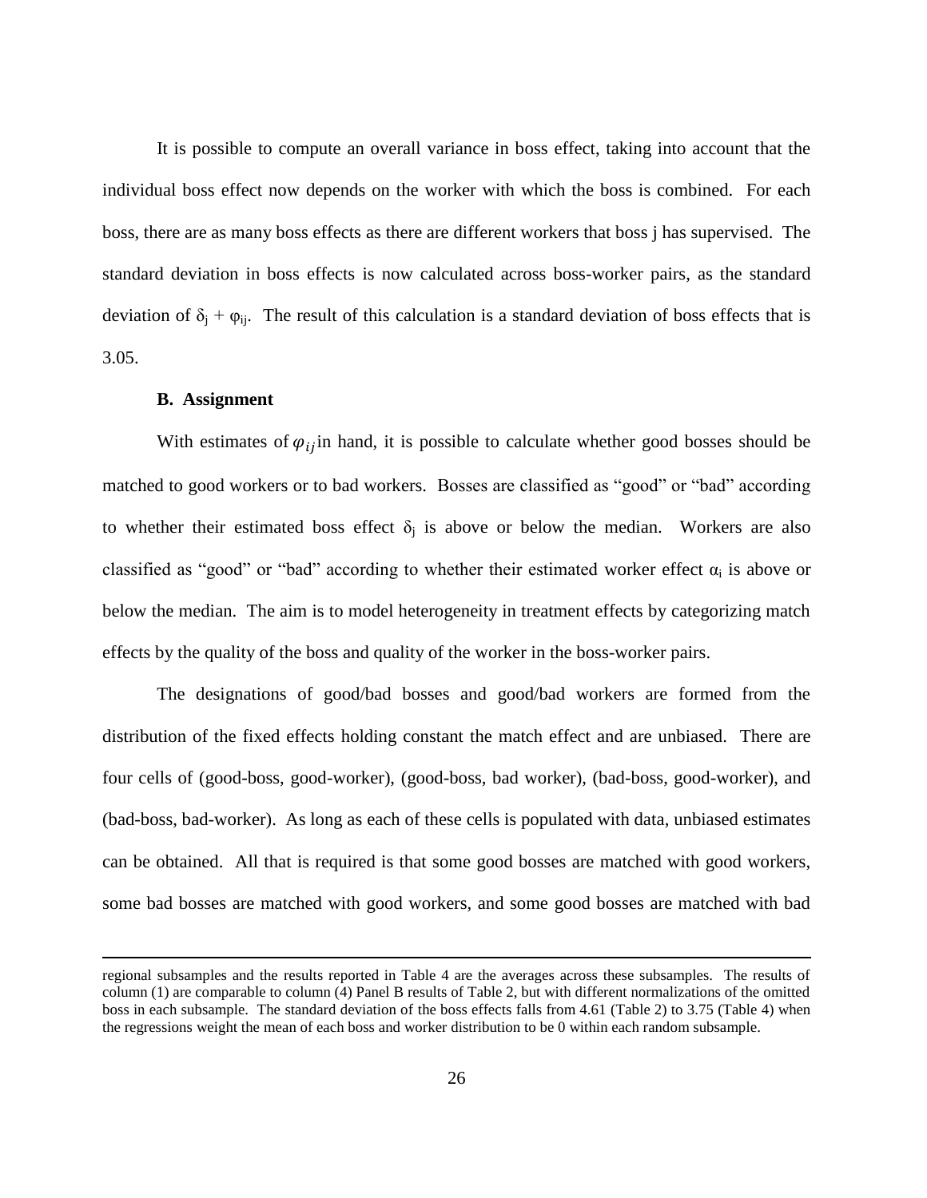It is possible to compute an overall variance in boss effect, taking into account that the individual boss effect now depends on the worker with which the boss is combined. For each boss, there are as many boss effects as there are different workers that boss j has supervised. The standard deviation in boss effects is now calculated across boss-worker pairs, as the standard deviation of $\delta_j + \varphi_{ij}$. The result of this calculation is a standard deviation of boss effects that is 3.05.

### B. Assignment

With estimates of $\varphi_{ij}$ in hand, it is possible to calculate whether good bosses should be matched to good workers or to bad workers. Bosses are classified as "good" or "bad" according to whether their estimated boss effect $\delta_j$ is above or below the median. Workers are also classified as "good" or "bad" according to whether their estimated worker effect $\alpha_i$ is above or below the median. The aim is to model heterogeneity in treatment effects by categorizing match effects by the quality of the boss and quality of the worker in the boss-worker pairs.

The designations of good/bad bosses and good/bad workers are formed from the distribution of the fixed effects holding constant the match effect and are unbiased. There are four cells of (good-boss, good-worker), (good-boss, bad worker), (bad-boss, good-worker), and (bad-boss, bad-worker). As long as each of these cells is populated with data, unbiased estimates can be obtained. All that is required is that some good bosses are matched with good workers, some bad bosses are matched with good workers, and some good bosses are matched with bad

---

regional subsamples and the results reported in Table 4 are the averages across these subsamples. The results of column (1) are comparable to column (4) Panel B results of Table 2, but with different normalizations of the omitted boss in each subsample. The standard deviation of the boss effects falls from 4.61 (Table 2) to 3.75 (Table 4) when the regressions weight the mean of each boss and worker distribution to be 0 within each random subsample.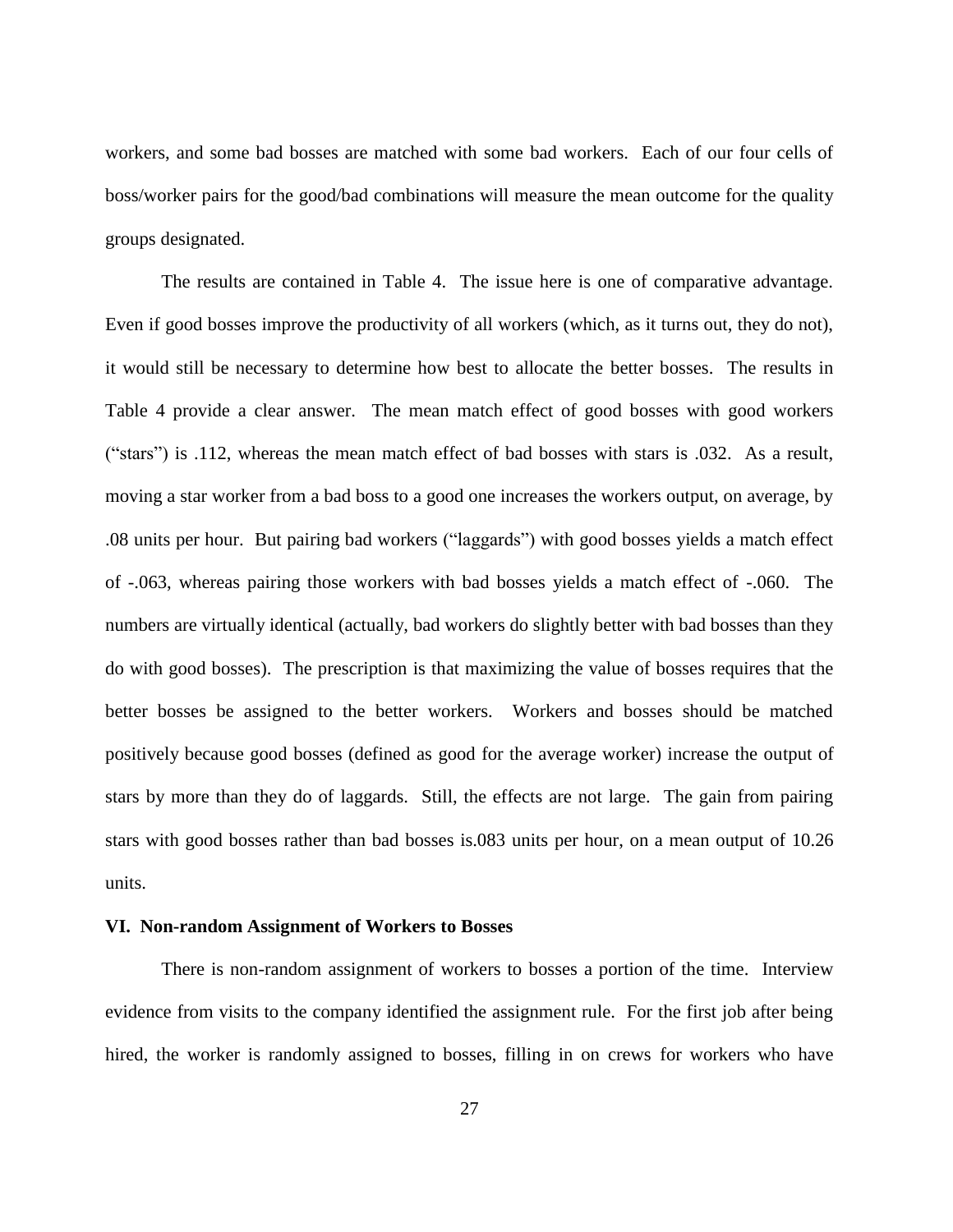workers, and some bad bosses are matched with some bad workers. Each of our four cells of boss/worker pairs for the good/bad combinations will measure the mean outcome for the quality groups designated.

The results are contained in Table 4. The issue here is one of comparative advantage. Even if good bosses improve the productivity of all workers (which, as it turns out, they do not), it would still be necessary to determine how best to allocate the better bosses. The results in Table 4 provide a clear answer. The mean match effect of good bosses with good workers ("stars") is .112, whereas the mean match effect of bad bosses with stars is .032. As a result, moving a star worker from a bad boss to a good one increases the workers output, on average, by .08 units per hour. But pairing bad workers ("laggards") with good bosses yields a match effect of -.063, whereas pairing those workers with bad bosses yields a match effect of -.060. The numbers are virtually identical (actually, bad workers do slightly better with bad bosses than they do with good bosses). The prescription is that maximizing the value of bosses requires that the better bosses be assigned to the better workers. Workers and bosses should be matched positively because good bosses (defined as good for the average worker) increase the output of stars by more than they do of laggards. Still, the effects are not large. The gain from pairing stars with good bosses rather than bad bosses is.083 units per hour, on a mean output of 10.26 units.

### VI. Non-random Assignment of Workers to Bosses

There is non-random assignment of workers to bosses a portion of the time. Interview evidence from visits to the company identified the assignment rule. For the first job after being hired, the worker is randomly assigned to bosses, filling in on crews for workers who have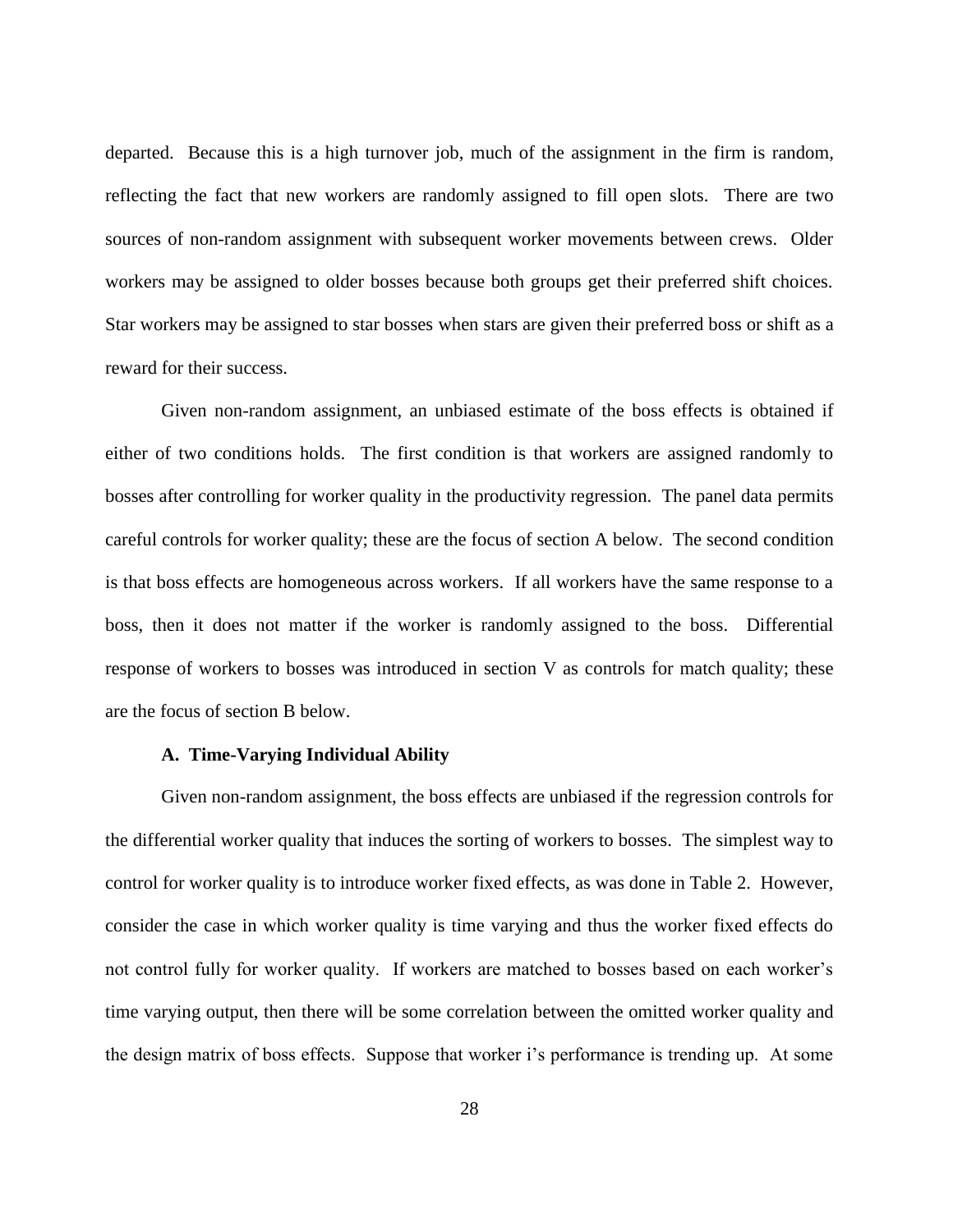departed. Because this is a high turnover job, much of the assignment in the firm is random, reflecting the fact that new workers are randomly assigned to fill open slots. There are two sources of non-random assignment with subsequent worker movements between crews. Older workers may be assigned to older bosses because both groups get their preferred shift choices. Star workers may be assigned to star bosses when stars are given their preferred boss or shift as a reward for their success.

Given non-random assignment, an unbiased estimate of the boss effects is obtained if either of two conditions holds. The first condition is that workers are assigned randomly to bosses after controlling for worker quality in the productivity regression. The panel data permits careful controls for worker quality; these are the focus of section A below. The second condition is that boss effects are homogeneous across workers. If all workers have the same response to a boss, then it does not matter if the worker is randomly assigned to the boss. Differential response of workers to bosses was introduced in section V as controls for match quality; these are the focus of section B below.

### A. Time-Varying Individual Ability

Given non-random assignment, the boss effects are unbiased if the regression controls for the differential worker quality that induces the sorting of workers to bosses. The simplest way to control for worker quality is to introduce worker fixed effects, as was done in Table 2. However, consider the case in which worker quality is time varying and thus the worker fixed effects do not control fully for worker quality. If workers are matched to bosses based on each worker's time varying output, then there will be some correlation between the omitted worker quality and the design matrix of boss effects. Suppose that worker i's performance is trending up. At some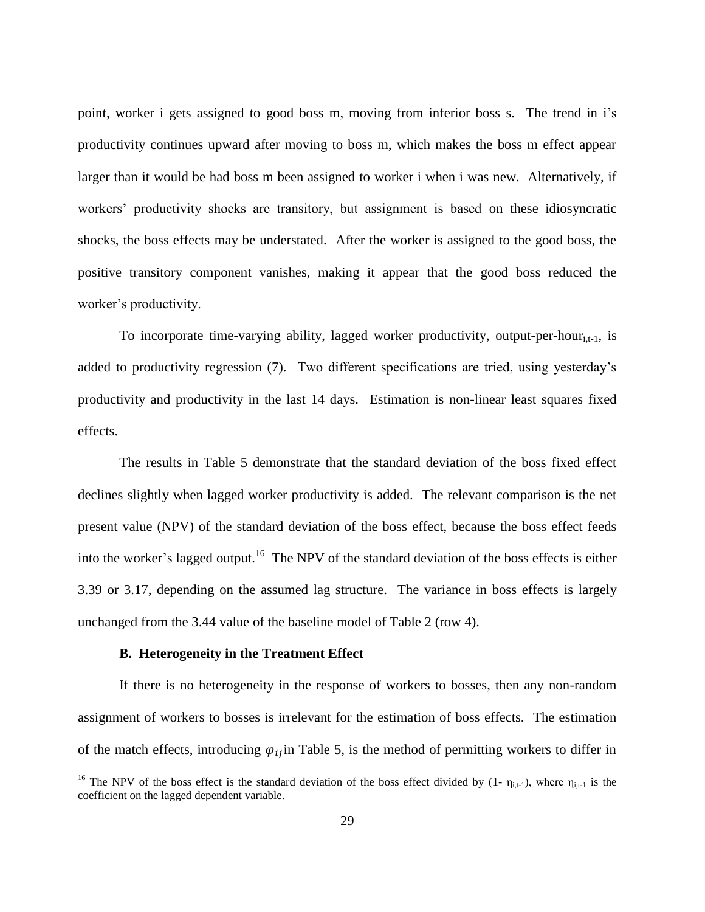point, worker i gets assigned to good boss m, moving from inferior boss s. The trend in i's productivity continues upward after moving to boss m, which makes the boss m effect appear larger than it would be had boss m been assigned to worker i when i was new. Alternatively, if workers' productivity shocks are transitory, but assignment is based on these idiosyncratic shocks, the boss effects may be understated. After the worker is assigned to the good boss, the positive transitory component vanishes, making it appear that the good boss reduced the worker's productivity.

To incorporate time-varying ability, lagged worker productivity, output-per-hour$_{i,t-1}$, is added to productivity regression (7). Two different specifications are tried, using yesterday's productivity and productivity in the last 14 days. Estimation is non-linear least squares fixed effects.

The results in Table 5 demonstrate that the standard deviation of the boss fixed effect declines slightly when lagged worker productivity is added. The relevant comparison is the net present value (NPV) of the standard deviation of the boss effect, because the boss effect feeds into the worker's lagged output.[16] The NPV of the standard deviation of the boss effects is either 3.39 or 3.17, depending on the assumed lag structure. The variance in boss effects is largely unchanged from the 3.44 value of the baseline model of Table 2 (row 4).

### B. Heterogeneity in the Treatment Effect

If there is no heterogeneity in the response of workers to bosses, then any non-random assignment of workers to bosses is irrelevant for the estimation of boss effects. The estimation of the match effects, introducing $\varphi_{ij}$ in Table 5, is the method of permitting workers to differ in

[16] The NPV of the boss effect is the standard deviation of the boss effect divided by (1- $\eta_{i,t-1}$), where $\eta_{i,t-1}$ is the coefficient on the lagged dependent variable.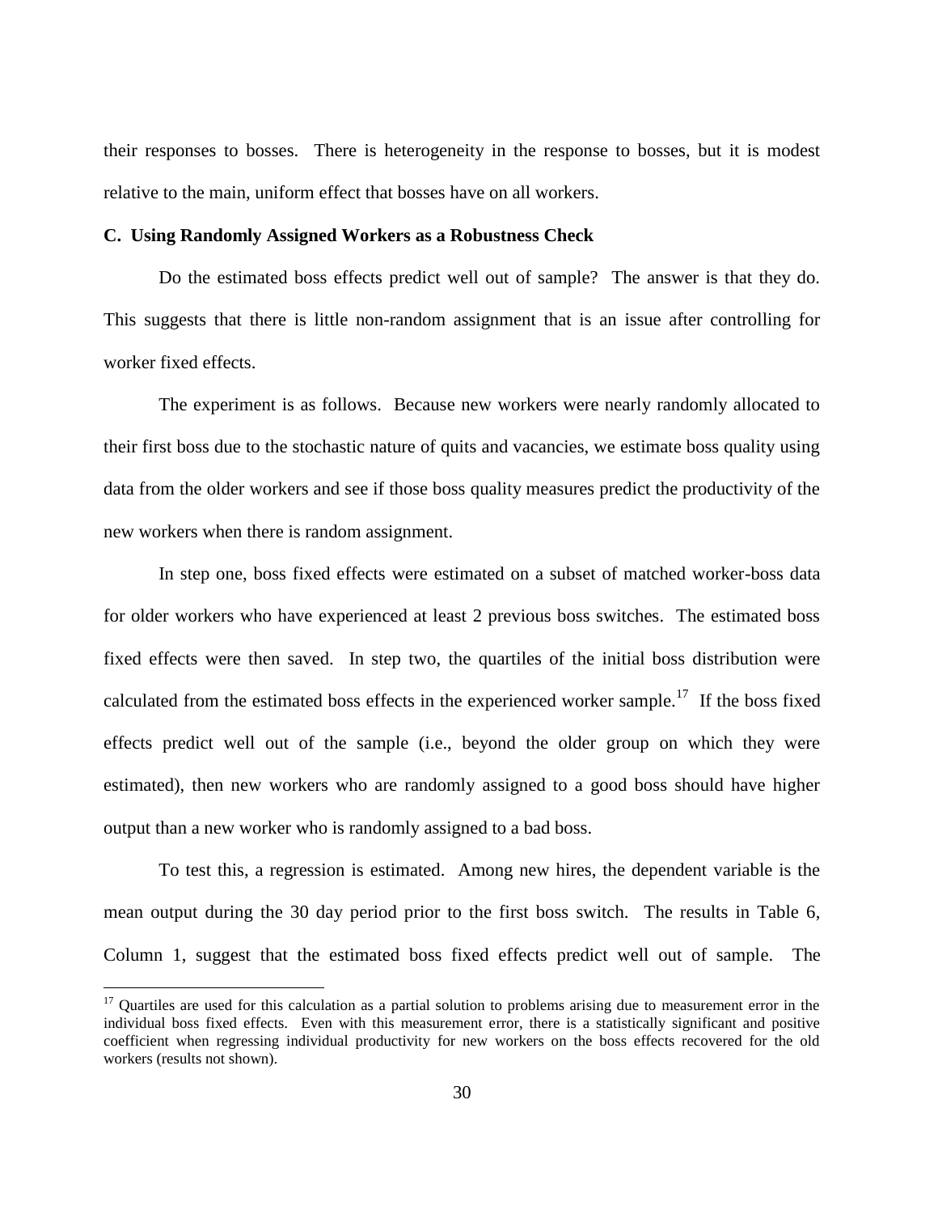their responses to bosses. There is heterogeneity in the response to bosses, but it is modest relative to the main, uniform effect that bosses have on all workers.

### C. Using Randomly Assigned Workers as a Robustness Check

Do the estimated boss effects predict well out of sample? The answer is that they do. This suggests that there is little non-random assignment that is an issue after controlling for worker fixed effects.

The experiment is as follows. Because new workers were nearly randomly allocated to their first boss due to the stochastic nature of quits and vacancies, we estimate boss quality using data from the older workers and see if those boss quality measures predict the productivity of the new workers when there is random assignment.

In step one, boss fixed effects were estimated on a subset of matched worker-boss data for older workers who have experienced at least 2 previous boss switches. The estimated boss fixed effects were then saved. In step two, the quartiles of the initial boss distribution were calculated from the estimated boss effects in the experienced worker sample.[17] If the boss fixed effects predict well out of the sample (i.e., beyond the older group on which they were estimated), then new workers who are randomly assigned to a good boss should have higher output than a new worker who is randomly assigned to a bad boss.

To test this, a regression is estimated. Among new hires, the dependent variable is the mean output during the 30 day period prior to the first boss switch. The results in Table 6, Column 1, suggest that the estimated boss fixed effects predict well out of sample. The

[17] Quartiles are used for this calculation as a partial solution to problems arising due to measurement error in the individual boss fixed effects. Even with this measurement error, there is a statistically significant and positive coefficient when regressing individual productivity for new workers on the boss effects recovered for the old workers (results not shown).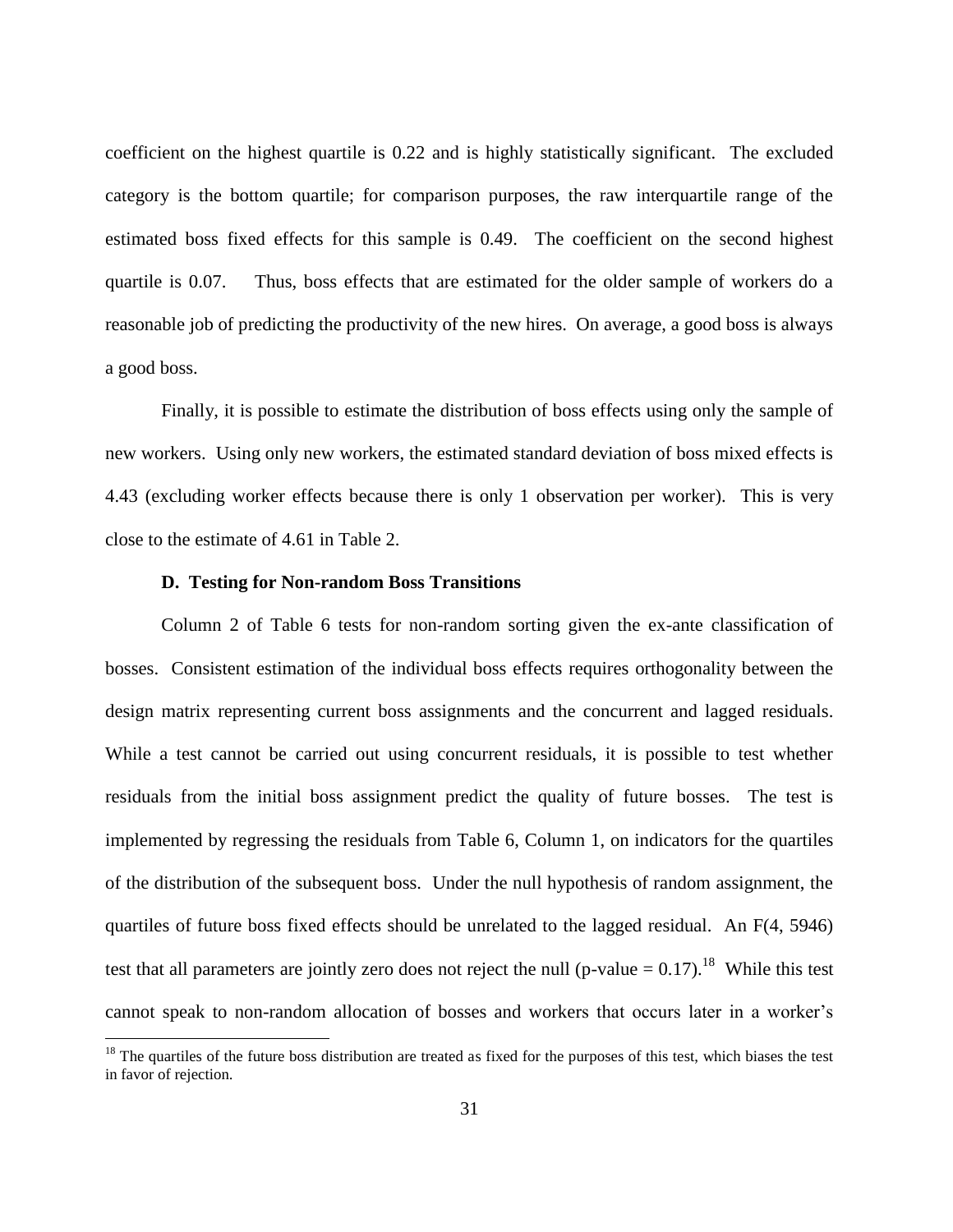coefficient on the highest quartile is 0.22 and is highly statistically significant. The excluded category is the bottom quartile; for comparison purposes, the raw interquartile range of the estimated boss fixed effects for this sample is 0.49. The coefficient on the second highest quartile is 0.07. Thus, boss effects that are estimated for the older sample of workers do a reasonable job of predicting the productivity of the new hires. On average, a good boss is always a good boss.

Finally, it is possible to estimate the distribution of boss effects using only the sample of new workers. Using only new workers, the estimated standard deviation of boss mixed effects is 4.43 (excluding worker effects because there is only 1 observation per worker). This is very close to the estimate of 4.61 in Table 2.

### D. Testing for Non-random Boss Transitions

Column 2 of Table 6 tests for non-random sorting given the ex-ante classification of bosses. Consistent estimation of the individual boss effects requires orthogonality between the design matrix representing current boss assignments and the concurrent and lagged residuals. While a test cannot be carried out using concurrent residuals, it is possible to test whether residuals from the initial boss assignment predict the quality of future bosses. The test is implemented by regressing the residuals from Table 6, Column 1, on indicators for the quartiles of the distribution of the subsequent boss. Under the null hypothesis of random assignment, the quartiles of future boss fixed effects should be unrelated to the lagged residual. An $F(4, 5946)$ test that all parameters are jointly zero does not reject the null (p-value = 0.17).[18] While this test cannot speak to non-random allocation of bosses and workers that occurs later in a worker's

[18] The quartiles of the future boss distribution are treated as fixed for the purposes of this test, which biases the test in favor of rejection.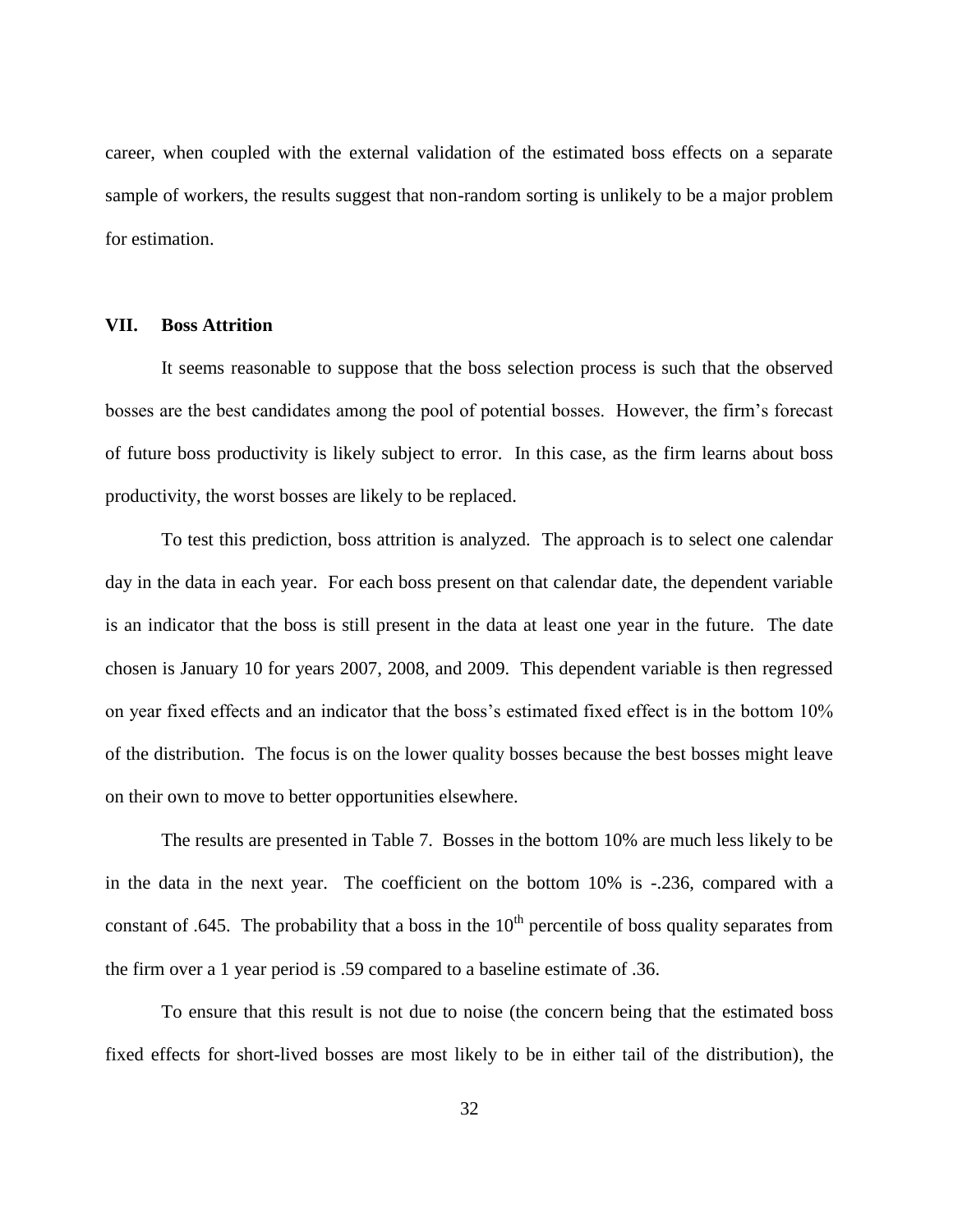career, when coupled with the external validation of the estimated boss effects on a separate sample of workers, the results suggest that non-random sorting is unlikely to be a major problem for estimation.

## VII. Boss Attrition

It seems reasonable to suppose that the boss selection process is such that the observed bosses are the best candidates among the pool of potential bosses. However, the firm's forecast of future boss productivity is likely subject to error. In this case, as the firm learns about boss productivity, the worst bosses are likely to be replaced.

To test this prediction, boss attrition is analyzed. The approach is to select one calendar day in the data in each year. For each boss present on that calendar date, the dependent variable is an indicator that the boss is still present in the data at least one year in the future. The date chosen is January 10 for years 2007, 2008, and 2009. This dependent variable is then regressed on year fixed effects and an indicator that the boss's estimated fixed effect is in the bottom 10% of the distribution. The focus is on the lower quality bosses because the best bosses might leave on their own to move to better opportunities elsewhere.

The results are presented in Table 7. Bosses in the bottom 10% are much less likely to be in the data in the next year. The coefficient on the bottom 10% is -.236, compared with a constant of .645. The probability that a boss in the $10^{th}$ percentile of boss quality separates from the firm over a 1 year period is .59 compared to a baseline estimate of .36.

To ensure that this result is not due to noise (the concern being that the estimated boss fixed effects for short-lived bosses are most likely to be in either tail of the distribution), the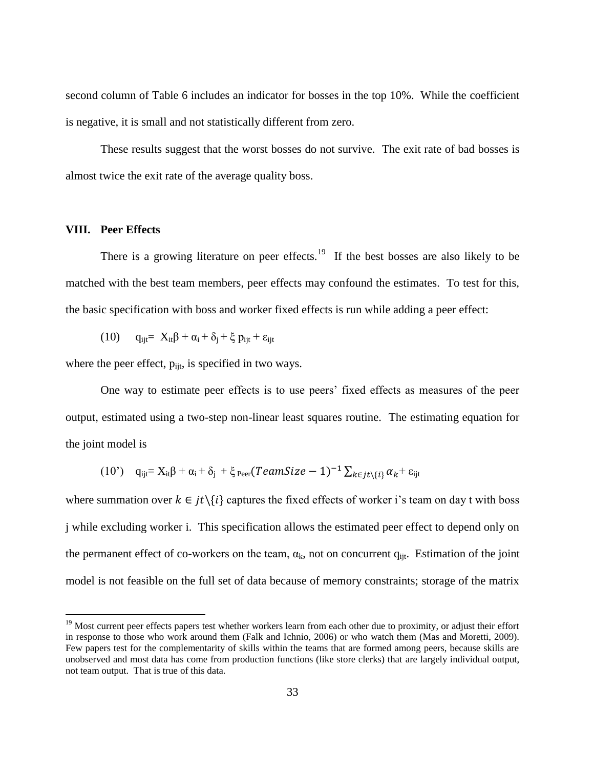second column of Table 6 includes an indicator for bosses in the top 10%. While the coefficient is negative, it is small and not statistically different from zero.

These results suggest that the worst bosses do not survive. The exit rate of bad bosses is almost twice the exit rate of the average quality boss.

## VIII. Peer Effects

There is a growing literature on peer effects.[19] If the best bosses are also likely to be matched with the best team members, peer effects may confound the estimates. To test for this, the basic specification with boss and worker fixed effects is run while adding a peer effect:

$$(10) \quad q_{ijt} = X_{it}\beta + \alpha_i + \delta_j + \xi\, p_{ijt} + \varepsilon_{ijt}$$

where the peer effect, $p_{ijt}$, is specified in two ways.

One way to estimate peer effects is to use peers' fixed effects as measures of the peer output, estimated using a two-step non-linear least squares routine. The estimating equation for the joint model is

$$(10') \quad q_{ijt} = X_{it}\beta + \alpha_i + \delta_j + \xi_{Peer}(TeamSize - 1)^{-1} \sum_{k \in jt \setminus \{i\}} \alpha_k + \varepsilon_{ijt}$$

where summation over $k \in jt\setminus\{i\}$ captures the fixed effects of worker i's team on day t with boss j while excluding worker i. This specification allows the estimated peer effect to depend only on the permanent effect of co-workers on the team, $\alpha_k$, not on concurrent $q_{ijt}$. Estimation of the joint model is not feasible on the full set of data because of memory constraints; storage of the matrix

[19] Most current peer effects papers test whether workers learn from each other due to proximity, or adjust their effort in response to those who work around them (Falk and Ichnio, 2006) or who watch them (Mas and Moretti, 2009). Few papers test for the complementarity of skills within the teams that are formed among peers, because skills are unobserved and most data has come from production functions (like store clerks) that are largely individual output, not team output. That is true of this data.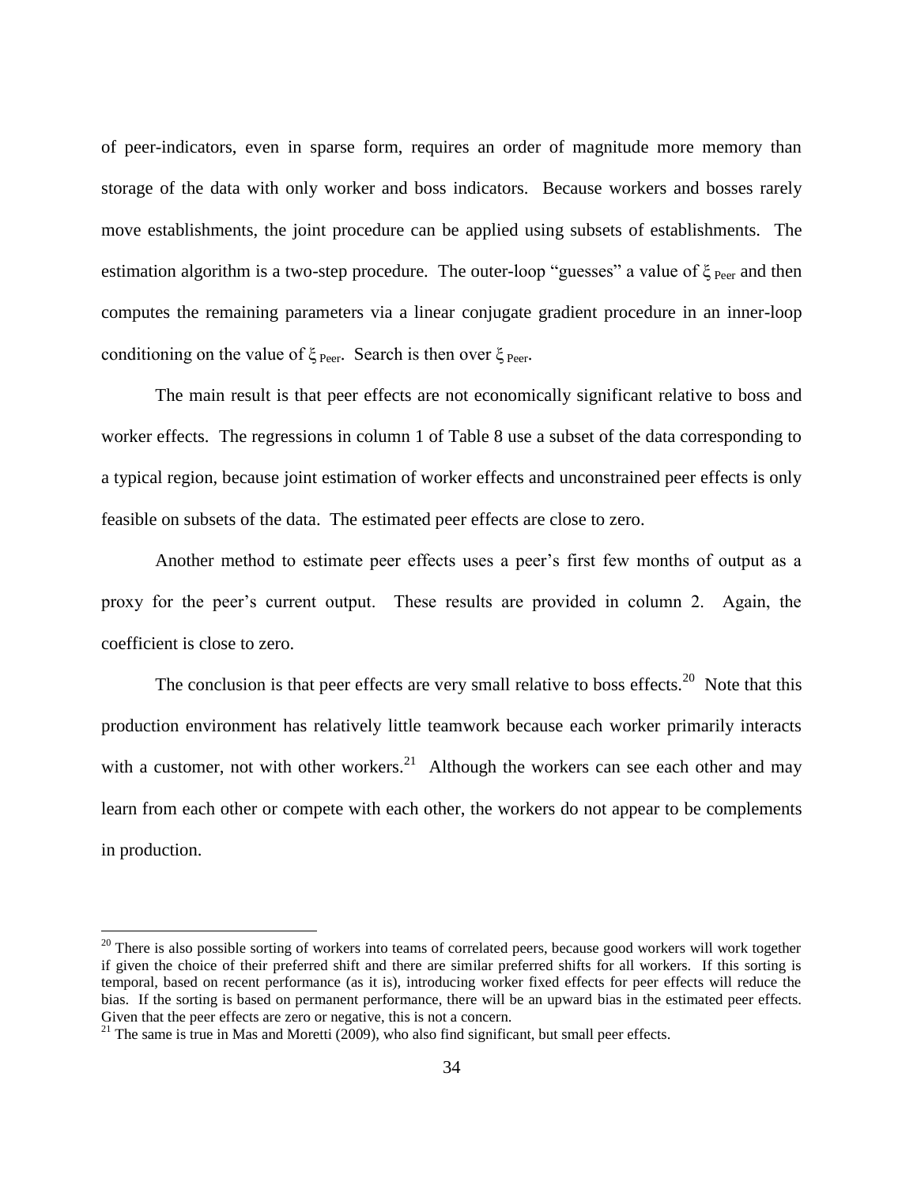of peer-indicators, even in sparse form, requires an order of magnitude more memory than storage of the data with only worker and boss indicators. Because workers and bosses rarely move establishments, the joint procedure can be applied using subsets of establishments. The estimation algorithm is a two-step procedure. The outer-loop "guesses" a value of $\xi_{Peer}$ and then computes the remaining parameters via a linear conjugate gradient procedure in an inner-loop conditioning on the value of $\xi_{Peer}$. Search is then over $\xi_{Peer}$.

The main result is that peer effects are not economically significant relative to boss and worker effects. The regressions in column 1 of Table 8 use a subset of the data corresponding to a typical region, because joint estimation of worker effects and unconstrained peer effects is only feasible on subsets of the data. The estimated peer effects are close to zero.

Another method to estimate peer effects uses a peer's first few months of output as a proxy for the peer's current output. These results are provided in column 2. Again, the coefficient is close to zero.

The conclusion is that peer effects are very small relative to boss effects.[20] Note that this production environment has relatively little teamwork because each worker primarily interacts with a customer, not with other workers.[21] Although the workers can see each other and may learn from each other or compete with each other, the workers do not appear to be complements in production.

---

[20] There is also possible sorting of workers into teams of correlated peers, because good workers will work together if given the choice of their preferred shift and there are similar preferred shifts for all workers. If this sorting is temporal, based on recent performance (as it is), introducing worker fixed effects for peer effects will reduce the bias. If the sorting is based on permanent performance, there will be an upward bias in the estimated peer effects. Given that the peer effects are zero or negative, this is not a concern.

[21] The same is true in Mas and Moretti (2009), who also find significant, but small peer effects.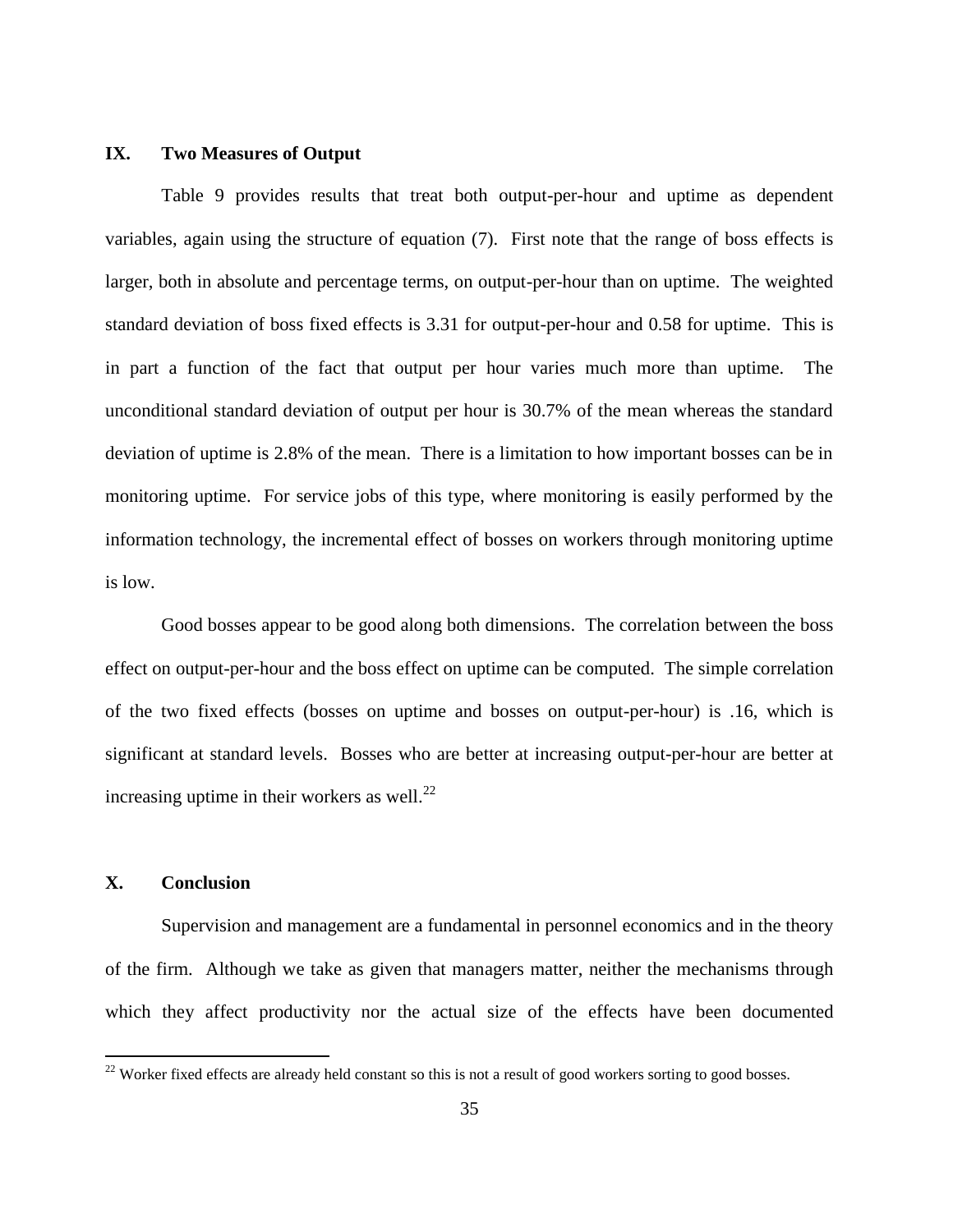## IX. Two Measures of Output

Table 9 provides results that treat both output-per-hour and uptime as dependent variables, again using the structure of equation (7). First note that the range of boss effects is larger, both in absolute and percentage terms, on output-per-hour than on uptime. The weighted standard deviation of boss fixed effects is 3.31 for output-per-hour and 0.58 for uptime. This is in part a function of the fact that output per hour varies much more than uptime. The unconditional standard deviation of output per hour is 30.7% of the mean whereas the standard deviation of uptime is 2.8% of the mean. There is a limitation to how important bosses can be in monitoring uptime. For service jobs of this type, where monitoring is easily performed by the information technology, the incremental effect of bosses on workers through monitoring uptime is low.

Good bosses appear to be good along both dimensions. The correlation between the boss effect on output-per-hour and the boss effect on uptime can be computed. The simple correlation of the two fixed effects (bosses on uptime and bosses on output-per-hour) is .16, which is significant at standard levels. Bosses who are better at increasing output-per-hour are better at increasing uptime in their workers as well.[22]

## X. Conclusion

Supervision and management are a fundamental in personnel economics and in the theory of the firm. Although we take as given that managers matter, neither the mechanisms through which they affect productivity nor the actual size of the effects have been documented

[22] Worker fixed effects are already held constant so this is not a result of good workers sorting to good bosses.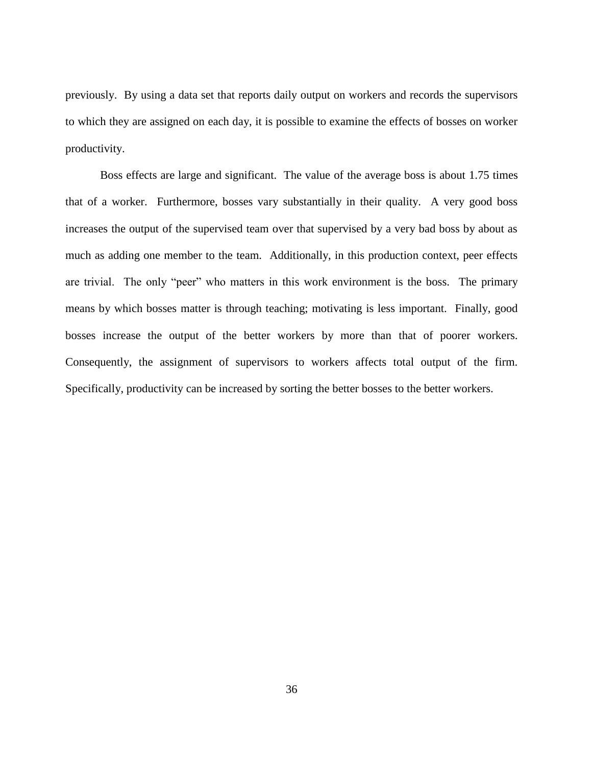previously. By using a data set that reports daily output on workers and records the supervisors to which they are assigned on each day, it is possible to examine the effects of bosses on worker productivity.

Boss effects are large and significant. The value of the average boss is about 1.75 times that of a worker. Furthermore, bosses vary substantially in their quality. A very good boss increases the output of the supervised team over that supervised by a very bad boss by about as much as adding one member to the team. Additionally, in this production context, peer effects are trivial. The only "peer" who matters in this work environment is the boss. The primary means by which bosses matter is through teaching; motivating is less important. Finally, good bosses increase the output of the better workers by more than that of poorer workers. Consequently, the assignment of supervisors to workers affects total output of the firm. Specifically, productivity can be increased by sorting the better bosses to the better workers.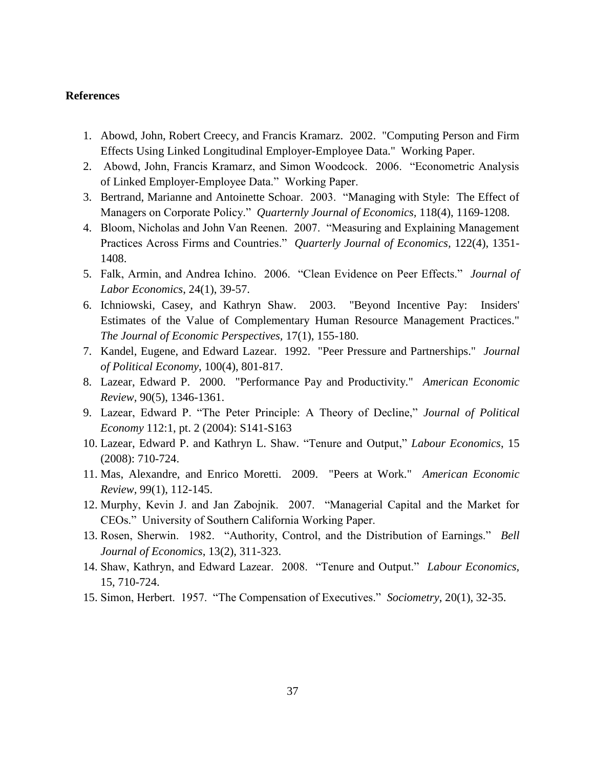**References**

1. Abowd, John, Robert Creecy, and Francis Kramarz. 2002. "Computing Person and Firm Effects Using Linked Longitudinal Employer-Employee Data." Working Paper.
2. Abowd, John, Francis Kramarz, and Simon Woodcock. 2006. "Econometric Analysis of Linked Employer-Employee Data." Working Paper.
3. Bertrand, Marianne and Antoinette Schoar. 2003. "Managing with Style: The Effect of Managers on Corporate Policy." *Quarternly Journal of Economics,* 118(4), 1169-1208.
4. Bloom, Nicholas and John Van Reenen. 2007. "Measuring and Explaining Management Practices Across Firms and Countries." *Quarterly Journal of Economics,* 122(4), 1351-1408.
5. Falk, Armin, and Andrea Ichino. 2006. "Clean Evidence on Peer Effects." *Journal of Labor Economics*, 24(1), 39-57.
6. Ichniowski, Casey, and Kathryn Shaw. 2003. "Beyond Incentive Pay: Insiders' Estimates of the Value of Complementary Human Resource Management Practices." *The Journal of Economic Perspectives,* 17(1), 155-180.
7. Kandel, Eugene, and Edward Lazear. 1992. "Peer Pressure and Partnerships." *Journal of Political Economy*, 100(4), 801-817.
8. Lazear, Edward P. 2000. "Performance Pay and Productivity." *American Economic Review,* 90(5), 1346-1361.
9. Lazear, Edward P. "The Peter Principle: A Theory of Decline," *Journal of Political Economy* 112:1, pt. 2 (2004): S141-S163
10. Lazear, Edward P. and Kathryn L. Shaw. "Tenure and Output," *Labour Economics*, 15 (2008): 710-724.
11. Mas, Alexandre, and Enrico Moretti. 2009. "Peers at Work." *American Economic Review,* 99(1), 112-145.
12. Murphy, Kevin J. and Jan Zabojnik. 2007. "Managerial Capital and the Market for CEOs." University of Southern California Working Paper.
13. Rosen, Sherwin. 1982. "Authority, Control, and the Distribution of Earnings." *Bell Journal of Economics*, 13(2), 311-323.
14. Shaw, Kathryn, and Edward Lazear. 2008. "Tenure and Output." *Labour Economics,* 15, 710-724.
15. Simon, Herbert. 1957. "The Compensation of Executives." *Sociometry*, 20(1), 32-35.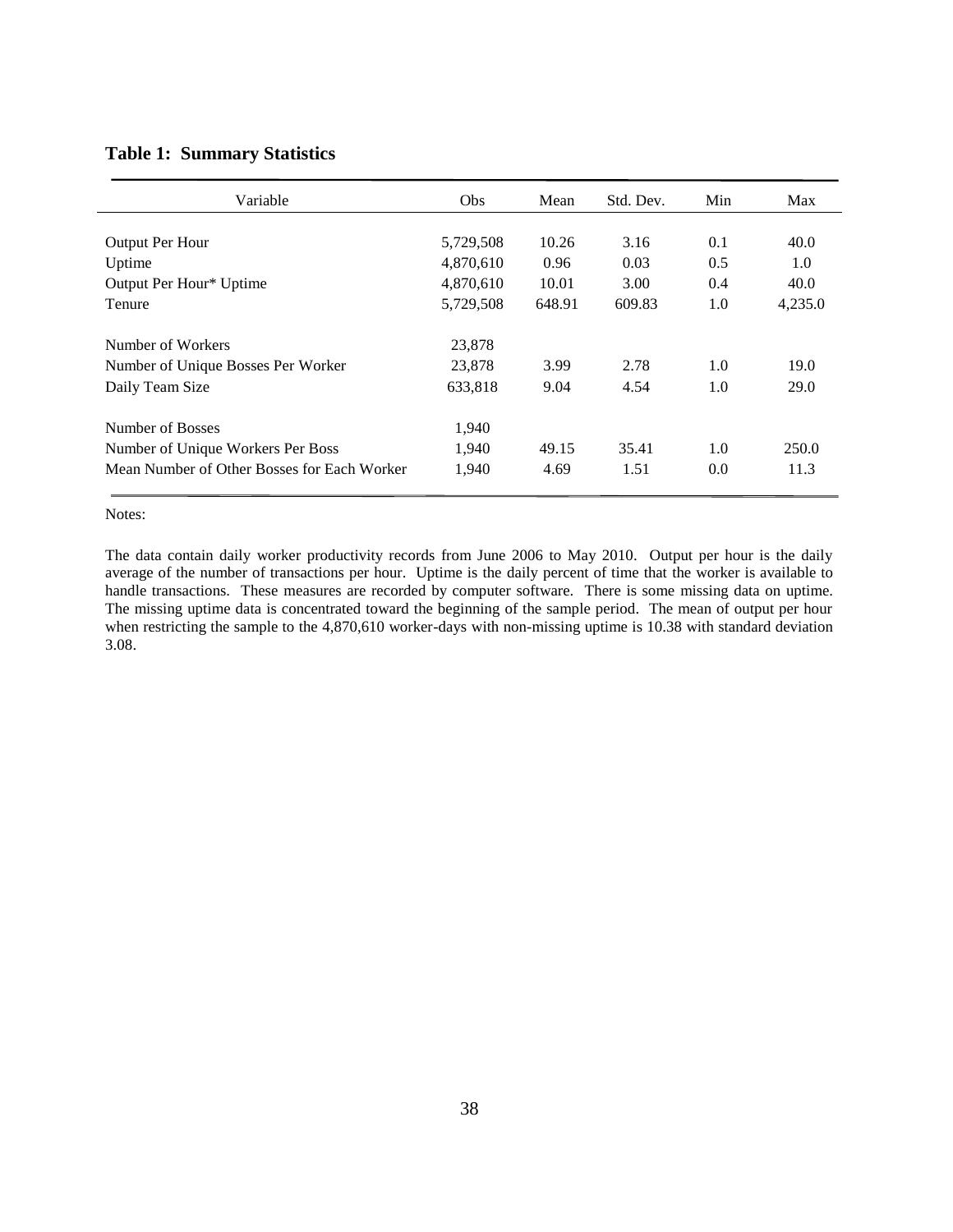**Table 1: Summary Statistics**

| Variable | Obs | Mean | Std. Dev. | Min | Max |
|---|---|---|---|---|---|
| Output Per Hour | 5,729,508 | 10.26 | 3.16 | 0.1 | 40.0 |
| Uptime | 4,870,610 | 0.96 | 0.03 | 0.5 | 1.0 |
| Output Per Hour* Uptime | 4,870,610 | 10.01 | 3.00 | 0.4 | 40.0 |
| Tenure | 5,729,508 | 648.91 | 609.83 | 1.0 | 4,235.0 |
| Number of Workers | 23,878 | | | | |
| Number of Unique Bosses Per Worker | 23,878 | 3.99 | 2.78 | 1.0 | 19.0 |
| Daily Team Size | 633,818 | 9.04 | 4.54 | 1.0 | 29.0 |
| Number of Bosses | 1,940 | | | | |
| Number of Unique Workers Per Boss | 1,940 | 49.15 | 35.41 | 1.0 | 250.0 |
| Mean Number of Other Bosses for Each Worker | 1,940 | 4.69 | 1.51 | 0.0 | 11.3 |

Notes:

The data contain daily worker productivity records from June 2006 to May 2010. Output per hour is the daily average of the number of transactions per hour. Uptime is the daily percent of time that the worker is available to handle transactions. These measures are recorded by computer software. There is some missing data on uptime. The missing uptime data is concentrated toward the beginning of the sample period. The mean of output per hour when restricting the sample to the 4,870,610 worker-days with non-missing uptime is 10.38 with standard deviation 3.08.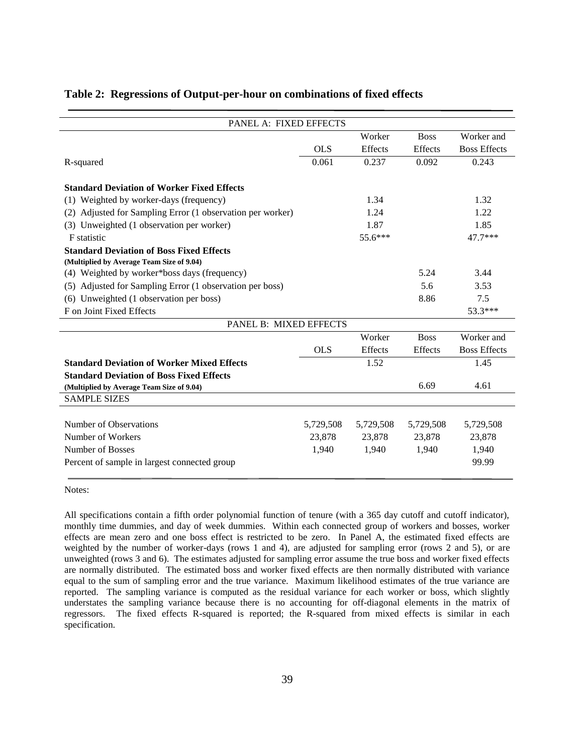**Table 2: Regressions of Output-per-hour on combinations of fixed effects**

| PANEL A: FIXED EFFECTS | | | | |
|---|---|---|---|---|
| | OLS | Worker Effects | Boss Effects | Worker and Boss Effects |
| R-squared | 0.061 | 0.237 | 0.092 | 0.243 |
| **Standard Deviation of Worker Fixed Effects** | | | | |
| (1) Weighted by worker-days (frequency) | | 1.34 | | 1.32 |
| (2) Adjusted for Sampling Error (1 observation per worker) | | 1.24 | | 1.22 |
| (3) Unweighted (1 observation per worker) | | 1.87 | | 1.85 |
| F statistic | | 55.6*** | | 47.7*** |
| **Standard Deviation of Boss Fixed Effects** **(Multiplied by Average Team Size of 9.04)** | | | | |
| (4) Weighted by worker*boss days (frequency) | | | 5.24 | 3.44 |
| (5) Adjusted for Sampling Error (1 observation per boss) | | | 5.6 | 3.53 |
| (6) Unweighted (1 observation per boss) | | | 8.86 | 7.5 |
| F on Joint Fixed Effects | | | | 53.3*** |
| PANEL B: MIXED EFFECTS | | | | |
| | OLS | Worker Effects | Boss Effects | Worker and Boss Effects |
| **Standard Deviation of Worker Mixed Effects** | | 1.52 | | 1.45 |
| **Standard Deviation of Boss Fixed Effects** **(Multiplied by Average Team Size of 9.04)** | | | 6.69 | 4.61 |
| SAMPLE SIZES | | | | |
| Number of Observations | 5,729,508 | 5,729,508 | 5,729,508 | 5,729,508 |
| Number of Workers | 23,878 | 23,878 | 23,878 | 23,878 |
| Number of Bosses | 1,940 | 1,940 | 1,940 | 1,940 |
| Percent of sample in largest connected group | | | | 99.99 |

Notes:

All specifications contain a fifth order polynomial function of tenure (with a 365 day cutoff and cutoff indicator), monthly time dummies, and day of week dummies. Within each connected group of workers and bosses, worker effects are mean zero and one boss effect is restricted to be zero. In Panel A, the estimated fixed effects are weighted by the number of worker-days (rows 1 and 4), are adjusted for sampling error (rows 2 and 5), or are unweighted (rows 3 and 6). The estimates adjusted for sampling error assume the true boss and worker fixed effects are normally distributed. The estimated boss and worker fixed effects are then normally distributed with variance equal to the sum of sampling error and the true variance. Maximum likelihood estimates of the true variance are reported. The sampling variance is computed as the residual variance for each worker or boss, which slightly understates the sampling variance because there is no accounting for off-diagonal elements in the matrix of regressors. The fixed effects R-squared is reported; the R-squared from mixed effects is similar in each specification.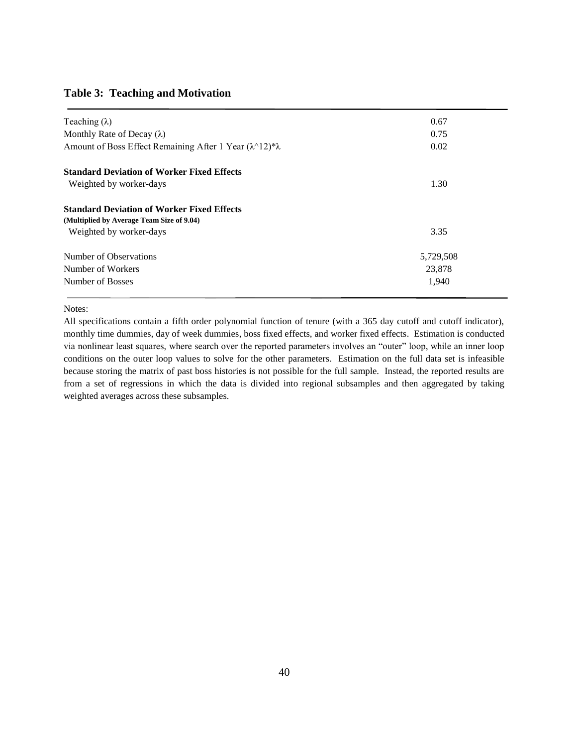**Table 3: Teaching and Motivation**

| | |
|---|---|
| Teaching (λ) | 0.67 |
| Monthly Rate of Decay (λ) | 0.75 |
| Amount of Boss Effect Remaining After 1 Year (λ^12)*λ | 0.02 |
| **Standard Deviation of Worker Fixed Effects** | |
| Weighted by worker-days | 1.30 |
| **Standard Deviation of Worker Fixed Effects** **(Multiplied by Average Team Size of 9.04)** | |
| Weighted by worker-days | 3.35 |
| Number of Observations | 5,729,508 |
| Number of Workers | 23,878 |
| Number of Bosses | 1,940 |

Notes:
All specifications contain a fifth order polynomial function of tenure (with a 365 day cutoff and cutoff indicator), monthly time dummies, day of week dummies, boss fixed effects, and worker fixed effects. Estimation is conducted via nonlinear least squares, where search over the reported parameters involves an "outer" loop, while an inner loop conditions on the outer loop values to solve for the other parameters. Estimation on the full data set is infeasible because storing the matrix of past boss histories is not possible for the full sample. Instead, the reported results are from a set of regressions in which the data is divided into regional subsamples and then aggregated by taking weighted averages across these subsamples.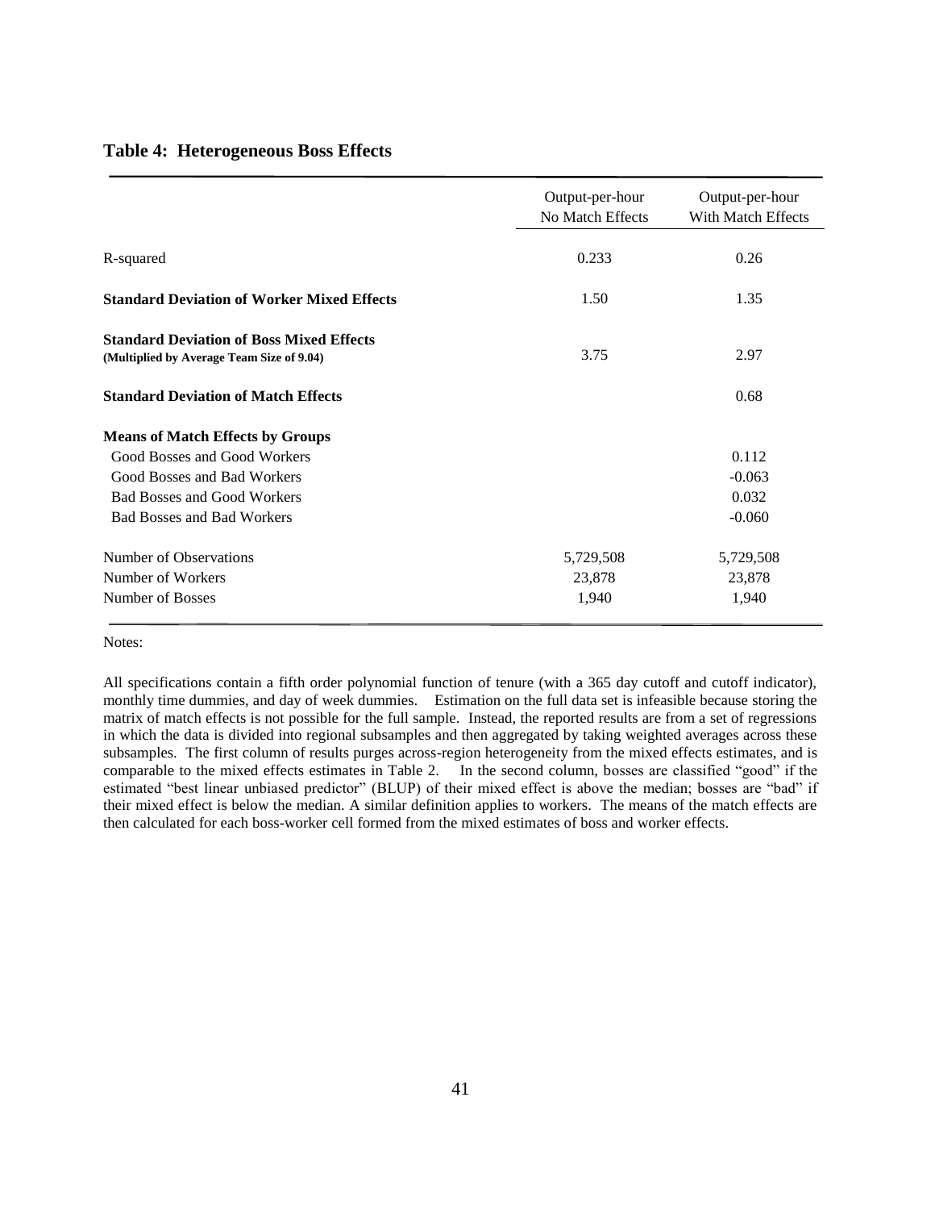## Table 4: Heterogeneous Boss Effects

| | Output-per-hour No Match Effects | Output-per-hour With Match Effects |
|---|---|---|
| R-squared | 0.233 | 0.26 |
| **Standard Deviation of Worker Mixed Effects** | 1.50 | 1.35 |
| **Standard Deviation of Boss Mixed Effects** **(Multiplied by Average Team Size of 9.04)** | 3.75 | 2.97 |
| **Standard Deviation of Match Effects** | | 0.68 |
| **Means of Match Effects by Groups** | | |
| Good Bosses and Good Workers | | 0.112 |
| Good Bosses and Bad Workers | | -0.063 |
| Bad Bosses and Good Workers | | 0.032 |
| Bad Bosses and Bad Workers | | -0.060 |
| Number of Observations | 5,729,508 | 5,729,508 |
| Number of Workers | 23,878 | 23,878 |
| Number of Bosses | 1,940 | 1,940 |

Notes:

All specifications contain a fifth order polynomial function of tenure (with a 365 day cutoff and cutoff indicator), monthly time dummies, and day of week dummies. Estimation on the full data set is infeasible because storing the matrix of match effects is not possible for the full sample. Instead, the reported results are from a set of regressions in which the data is divided into regional subsamples and then aggregated by taking weighted averages across these subsamples. The first column of results purges across-region heterogeneity from the mixed effects estimates, and is comparable to the mixed effects estimates in Table 2. In the second column, bosses are classified "good" if the estimated "best linear unbiased predictor" (BLUP) of their mixed effect is above the median; bosses are "bad" if their mixed effect is below the median. A similar definition applies to workers. The means of the match effects are then calculated for each boss-worker cell formed from the mixed estimates of boss and worker effects.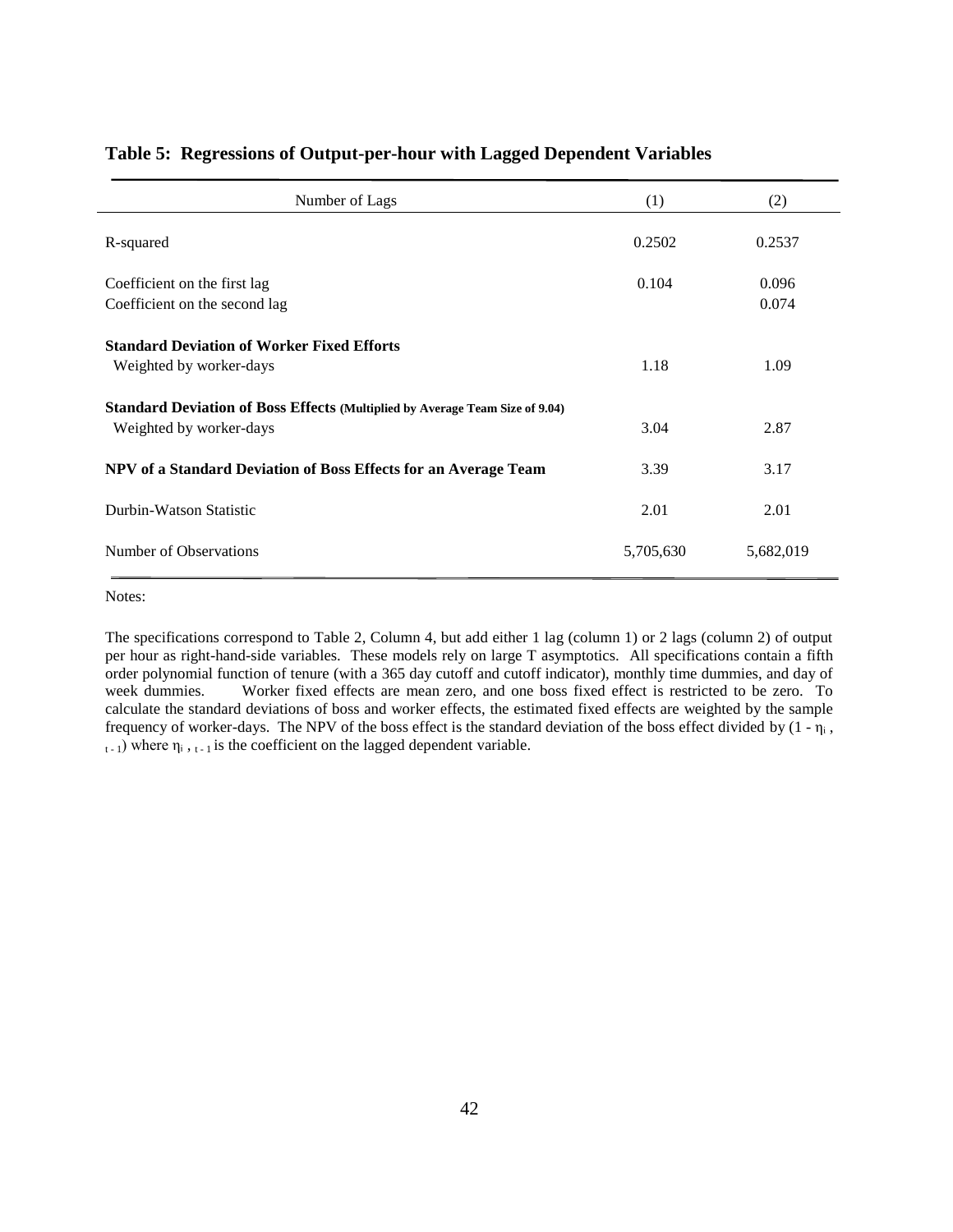## Table 5: Regressions of Output-per-hour with Lagged Dependent Variables

| Number of Lags | (1) | (2) |
|---|---|---|
| R-squared | 0.2502 | 0.2537 |
| Coefficient on the first lag | 0.104 | 0.096 |
| Coefficient on the second lag | | 0.074 |
| **Standard Deviation of Worker Fixed Efforts** | | |
| Weighted by worker-days | 1.18 | 1.09 |
| **Standard Deviation of Boss Effects (Multiplied by Average Team Size of 9.04)** | | |
| Weighted by worker-days | 3.04 | 2.87 |
| **NPV of a Standard Deviation of Boss Effects for an Average Team** | 3.39 | 3.17 |
| Durbin-Watson Statistic | 2.01 | 2.01 |
| Number of Observations | 5,705,630 | 5,682,019 |

Notes:

The specifications correspond to Table 2, Column 4, but add either 1 lag (column 1) or 2 lags (column 2) of output per hour as right-hand-side variables. These models rely on large T asymptotics. All specifications contain a fifth order polynomial function of tenure (with a 365 day cutoff and cutoff indicator), monthly time dummies, and day of week dummies. Worker fixed effects are mean zero, and one boss fixed effect is restricted to be zero. To calculate the standard deviations of boss and worker effects, the estimated fixed effects are weighted by the sample frequency of worker-days. The NPV of the boss effect is the standard deviation of the boss effect divided by $(1 - \eta_{i,t-1})$ where $\eta_{i,t-1}$ is the coefficient on the lagged dependent variable.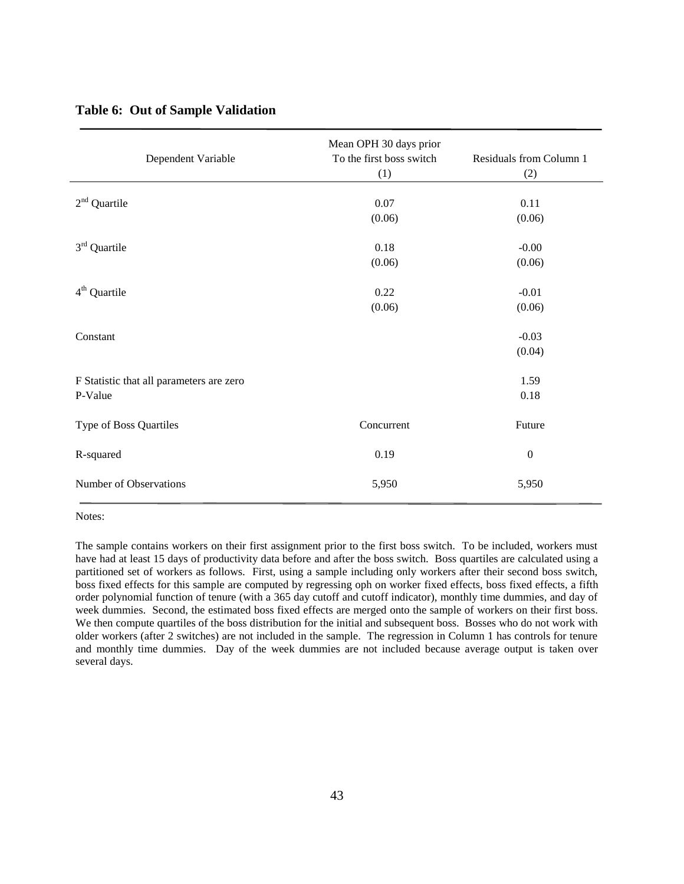**Table 6: Out of Sample Validation**

| Dependent Variable | Mean OPH 30 days prior To the first boss switch (1) | Residuals from Column 1 (2) |
|---|---|---|
| 2nd Quartile | 0.07 | 0.11 |
| | (0.06) | (0.06) |
| 3rd Quartile | 0.18 | -0.00 |
| | (0.06) | (0.06) |
| 4th Quartile | 0.22 | -0.01 |
| | (0.06) | (0.06) |
| Constant | | -0.03 |
| | | (0.04) |
| F Statistic that all parameters are zero | | 1.59 |
| P-Value | | 0.18 |
| Type of Boss Quartiles | Concurrent | Future |
| R-squared | 0.19 | 0 |
| Number of Observations | 5,950 | 5,950 |

Notes:

The sample contains workers on their first assignment prior to the first boss switch. To be included, workers must have had at least 15 days of productivity data before and after the boss switch. Boss quartiles are calculated using a partitioned set of workers as follows. First, using a sample including only workers after their second boss switch, boss fixed effects for this sample are computed by regressing oph on worker fixed effects, boss fixed effects, a fifth order polynomial function of tenure (with a 365 day cutoff and cutoff indicator), monthly time dummies, and day of week dummies. Second, the estimated boss fixed effects are merged onto the sample of workers on their first boss. We then compute quartiles of the boss distribution for the initial and subsequent boss. Bosses who do not work with older workers (after 2 switches) are not included in the sample. The regression in Column 1 has controls for tenure and monthly time dummies. Day of the week dummies are not included because average output is taken over several days.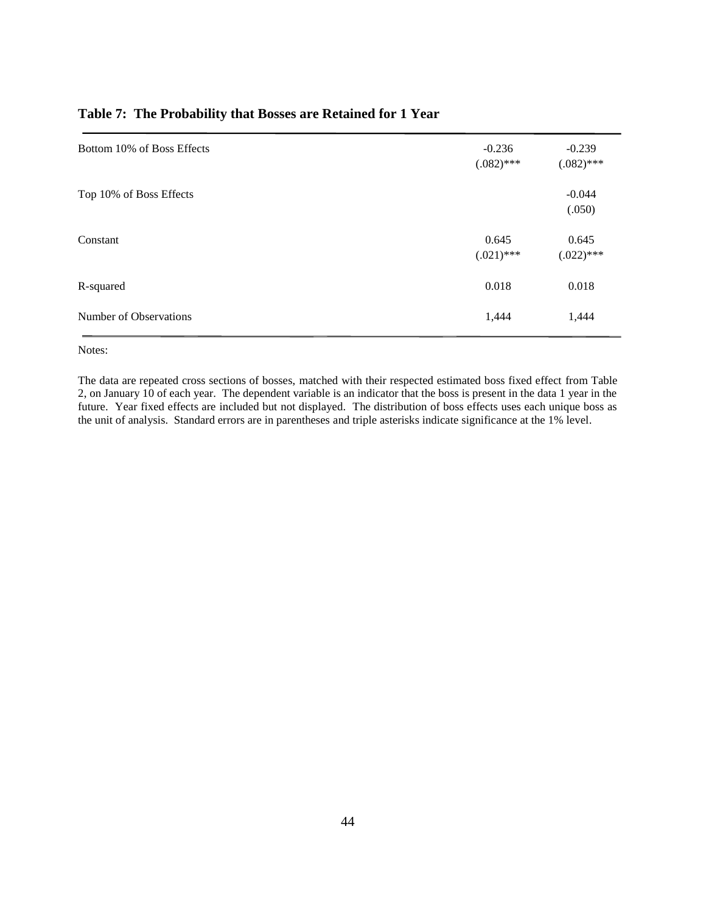**Table 7: The Probability that Bosses are Retained for 1 Year**

| | (1) | (2) |
|---|---|---|
| Bottom 10% of Boss Effects | -0.236<br>(.082)*** | -0.239<br>(.082)*** |
| Top 10% of Boss Effects | | -0.044<br>(.050) |
| Constant | 0.645<br>(.021)*** | 0.645<br>(.022)*** |
| R-squared | 0.018 | 0.018 |
| Number of Observations | 1,444 | 1,444 |

Notes:

The data are repeated cross sections of bosses, matched with their respected estimated boss fixed effect from Table 2, on January 10 of each year. The dependent variable is an indicator that the boss is present in the data 1 year in the future. Year fixed effects are included but not displayed. The distribution of boss effects uses each unique boss as the unit of analysis. Standard errors are in parentheses and triple asterisks indicate significance at the 1% level.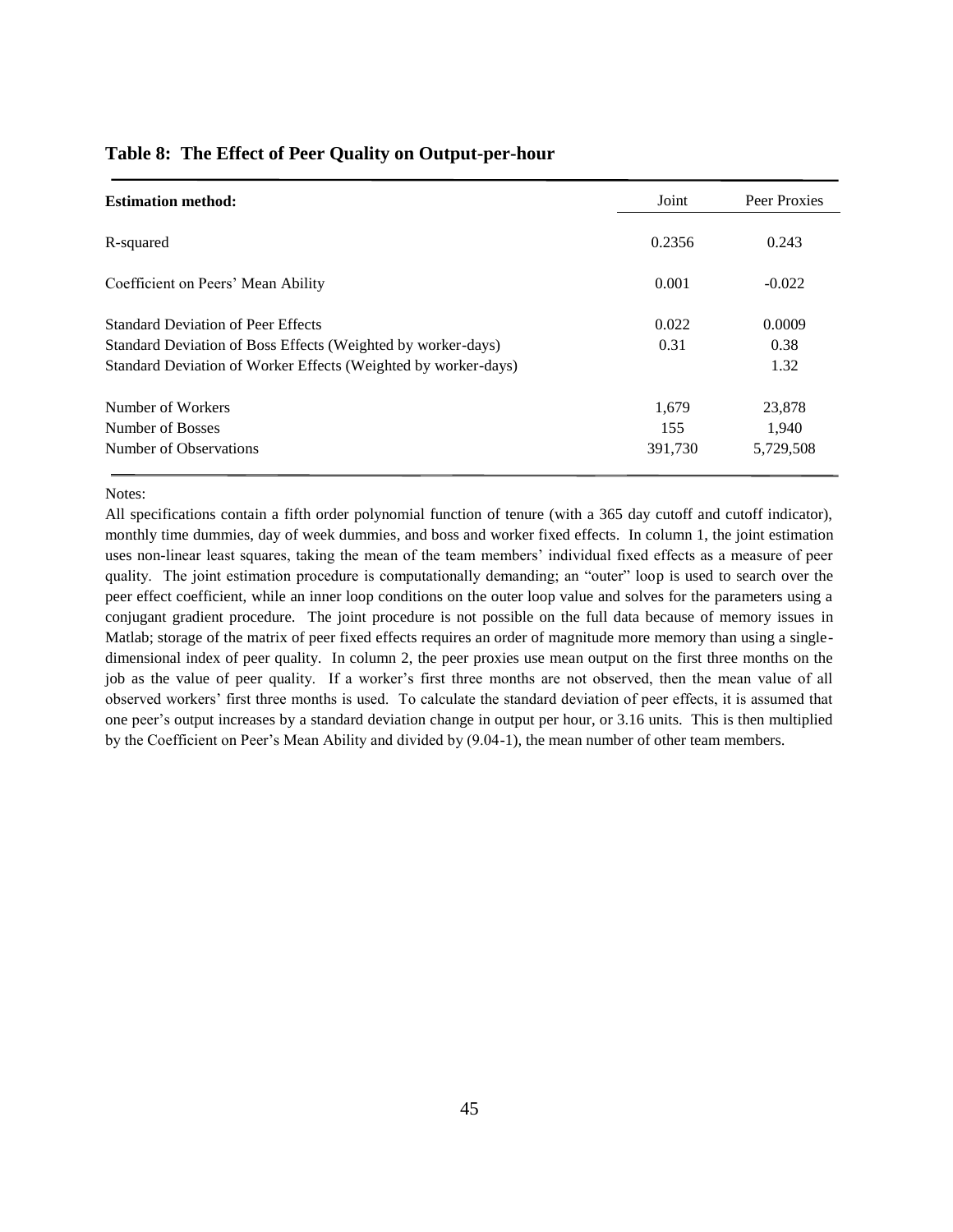**Table 8: The Effect of Peer Quality on Output-per-hour**

| **Estimation method:** | Joint | Peer Proxies |
|---|---|---|
| R-squared | 0.2356 | 0.243 |
| Coefficient on Peers' Mean Ability | 0.001 | -0.022 |
| Standard Deviation of Peer Effects | 0.022 | 0.0009 |
| Standard Deviation of Boss Effects (Weighted by worker-days) | 0.31 | 0.38 |
| Standard Deviation of Worker Effects (Weighted by worker-days) | | 1.32 |
| Number of Workers | 1,679 | 23,878 |
| Number of Bosses | 155 | 1,940 |
| Number of Observations | 391,730 | 5,729,508 |

Notes:

All specifications contain a fifth order polynomial function of tenure (with a 365 day cutoff and cutoff indicator), monthly time dummies, day of week dummies, and boss and worker fixed effects. In column 1, the joint estimation uses non-linear least squares, taking the mean of the team members' individual fixed effects as a measure of peer quality. The joint estimation procedure is computationally demanding; an "outer" loop is used to search over the peer effect coefficient, while an inner loop conditions on the outer loop value and solves for the parameters using a conjugant gradient procedure. The joint procedure is not possible on the full data because of memory issues in Matlab; storage of the matrix of peer fixed effects requires an order of magnitude more memory than using a single-dimensional index of peer quality. In column 2, the peer proxies use mean output on the first three months on the job as the value of peer quality. If a worker's first three months are not observed, then the mean value of all observed workers' first three months is used. To calculate the standard deviation of peer effects, it is assumed that one peer's output increases by a standard deviation change in output per hour, or 3.16 units. This is then multiplied by the Coefficient on Peer's Mean Ability and divided by (9.04-1), the mean number of other team members.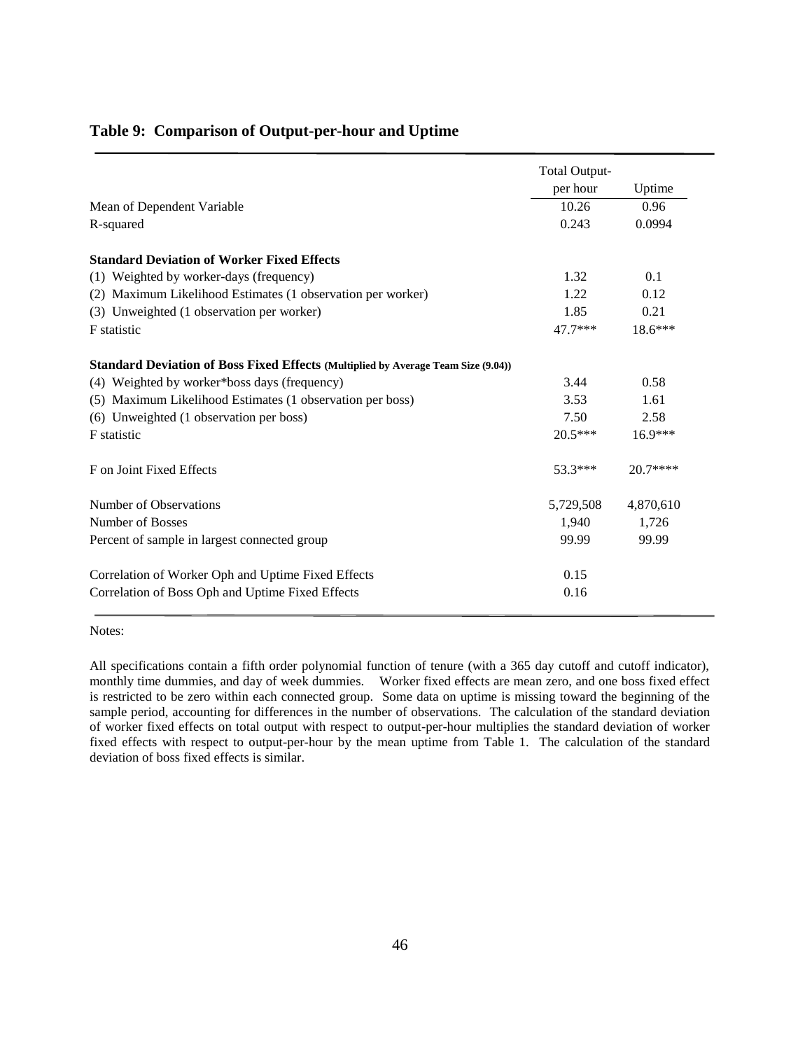## Table 9: Comparison of Output-per-hour and Uptime

| | Total Output-per hour | Uptime |
|---|---|---|
| Mean of Dependent Variable | 10.26 | 0.96 |
| R-squared | 0.243 | 0.0994 |
| **Standard Deviation of Worker Fixed Effects** | | |
| (1) Weighted by worker-days (frequency) | 1.32 | 0.1 |
| (2) Maximum Likelihood Estimates (1 observation per worker) | 1.22 | 0.12 |
| (3) Unweighted (1 observation per worker) | 1.85 | 0.21 |
| F statistic | 47.7*** | 18.6*** |
| **Standard Deviation of Boss Fixed Effects (Multiplied by Average Team Size (9.04))** | | |
| (4) Weighted by worker*boss days (frequency) | 3.44 | 0.58 |
| (5) Maximum Likelihood Estimates (1 observation per boss) | 3.53 | 1.61 |
| (6) Unweighted (1 observation per boss) | 7.50 | 2.58 |
| F statistic | 20.5*** | 16.9*** |
| F on Joint Fixed Effects | 53.3*** | 20.7**** |
| Number of Observations | 5,729,508 | 4,870,610 |
| Number of Bosses | 1,940 | 1,726 |
| Percent of sample in largest connected group | 99.99 | 99.99 |
| Correlation of Worker Oph and Uptime Fixed Effects | 0.15 | |
| Correlation of Boss Oph and Uptime Fixed Effects | 0.16 | |

Notes:

All specifications contain a fifth order polynomial function of tenure (with a 365 day cutoff and cutoff indicator), monthly time dummies, and day of week dummies. Worker fixed effects are mean zero, and one boss fixed effect is restricted to be zero within each connected group. Some data on uptime is missing toward the beginning of the sample period, accounting for differences in the number of observations. The calculation of the standard deviation of worker fixed effects on total output with respect to output-per-hour multiplies the standard deviation of worker fixed effects with respect to output-per-hour by the mean uptime from Table 1. The calculation of the standard deviation of boss fixed effects is similar.